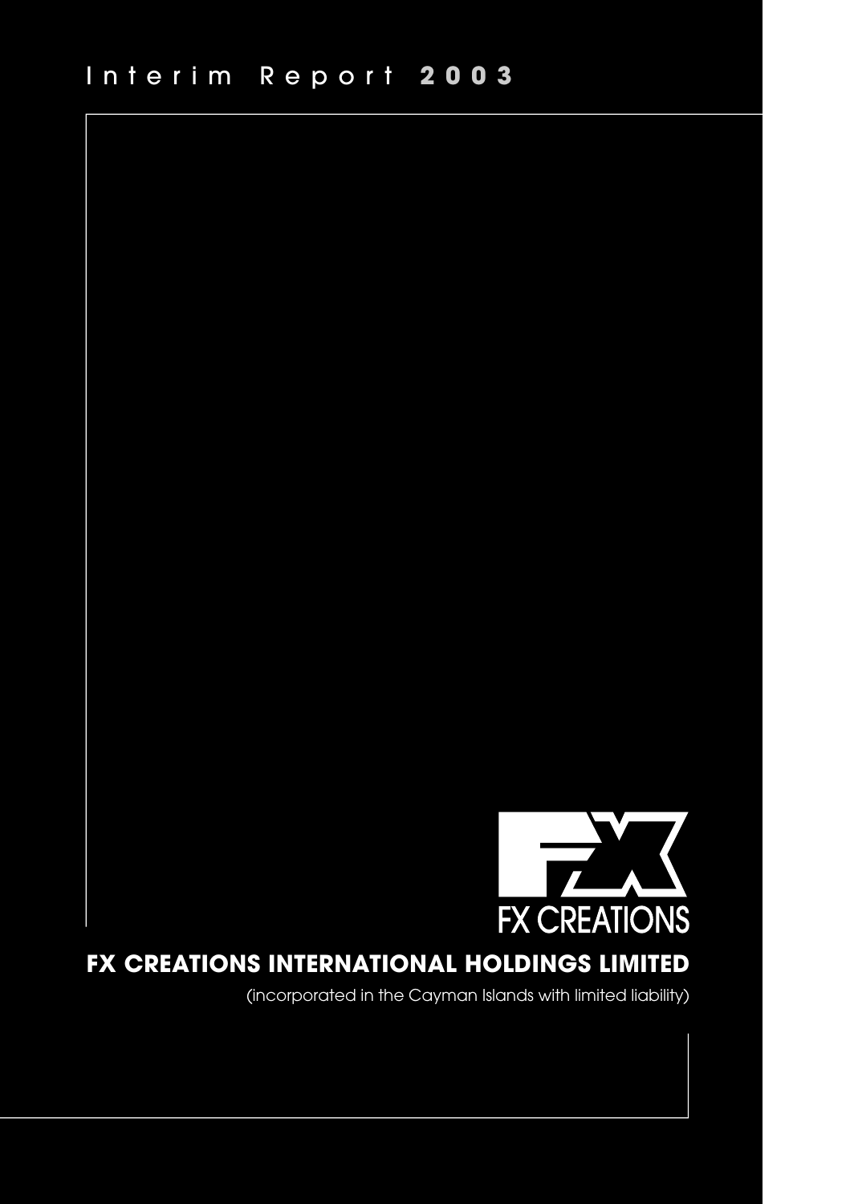# Interim Report 2003

FX CREATIONS

## FX CREATIONS INTERNATIONAL HOLDINGS LIMITED

(incorporated in the Cayman Islands with limited liability)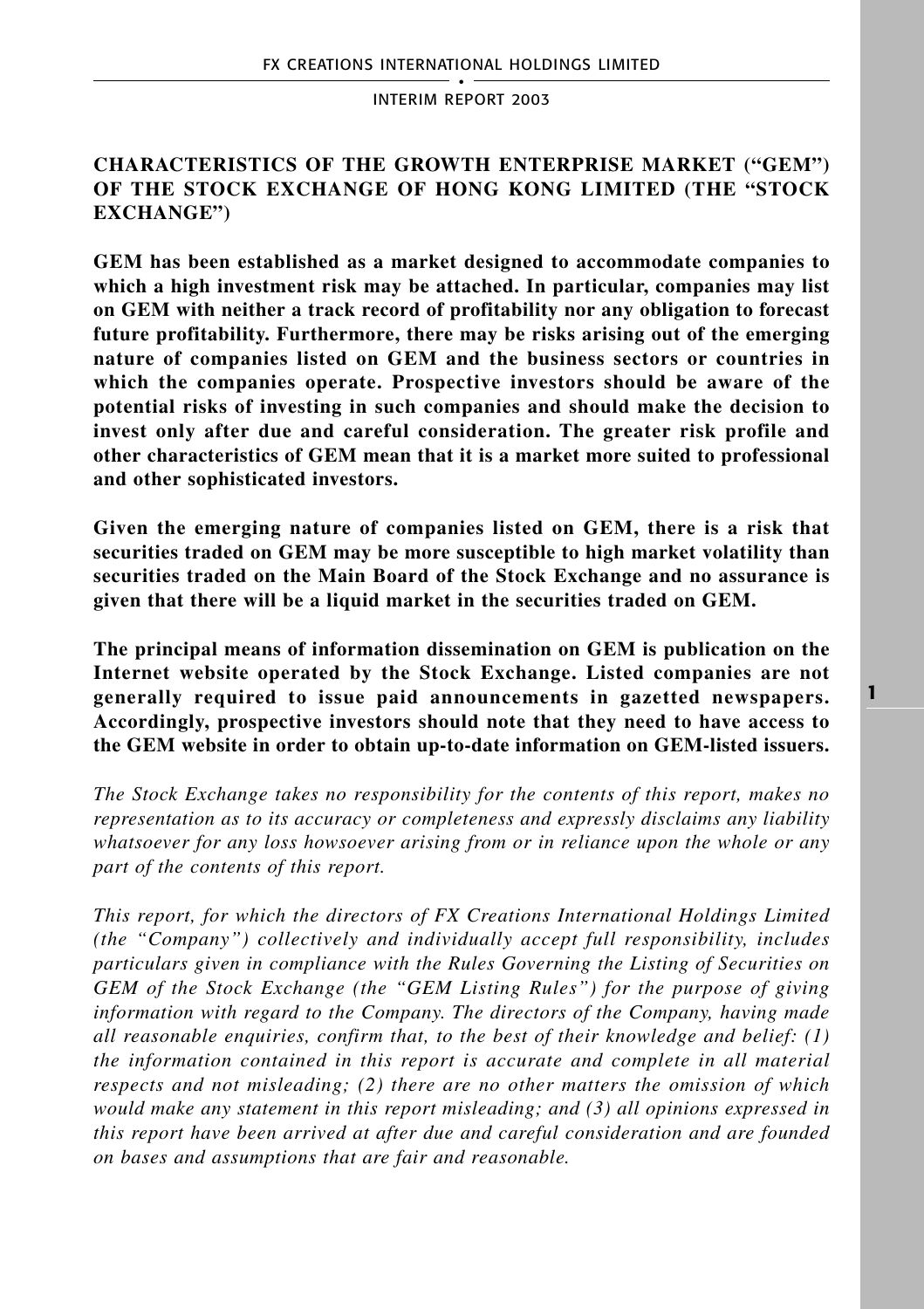## CHARACTERISTICS OF THE GROWTH ENTERPRISE MARKET ("GEM") OF THE STOCK EXCHANGE OF HONG KONG LIMITED (THE "STOCK EXCHANGE")

**GEM has been established as a market designed to accommodate companies to which a high investment risk may be attached. In particular, companies may list on GEM with neither a track record of profitability nor any obligation to forecast future profitability. Furthermore, there may be risks arising out of the emerging nature of companies listed on GEM and the business sectors or countries in which the companies operate. Prospective investors should be aware of the potential risks of investing in such companies and should make the decision to invest only after due and careful consideration. The greater risk profile and other characteristics of GEM mean that it is a market more suited to professional and other sophisticated investors.**

**Given the emerging nature of companies listed on GEM, there is a risk that securities traded on GEM may be more susceptible to high market volatility than securities traded on the Main Board of the Stock Exchange and no assurance is given that there will be a liquid market in the securities traded on GEM.**

**The principal means of information dissemination on GEM is publication on the Internet website operated by the Stock Exchange. Listed companies are not generally required to issue paid announcements in gazetted newspapers. Accordingly, prospective investors should note that they need to have access to the GEM website in order to obtain up-to-date information on GEM-listed issuers.**

*The Stock Exchange takes no responsibility for the contents of this report, makes no representation as to its accuracy or completeness and expressly disclaims any liability whatsoever for any loss howsoever arising from or in reliance upon the whole or any part of the contents of this report.*

*This report, for which the directors of FX Creations International Holdings Limited (the "Company") collectively and individually accept full responsibility, includes particulars given in compliance with the Rules Governing the Listing of Securities on GEM of the Stock Exchange (the "GEM Listing Rules") for the purpose of giving information with regard to the Company. The directors of the Company, having made all reasonable enquiries, confirm that, to the best of their knowledge and belief: (1) the information contained in this report is accurate and complete in all material respects and not misleading; (2) there are no other matters the omission of which would make any statement in this report misleading; and (3) all opinions expressed in this report have been arrived at after due and careful consideration and are founded on bases and assumptions that are fair and reasonable.*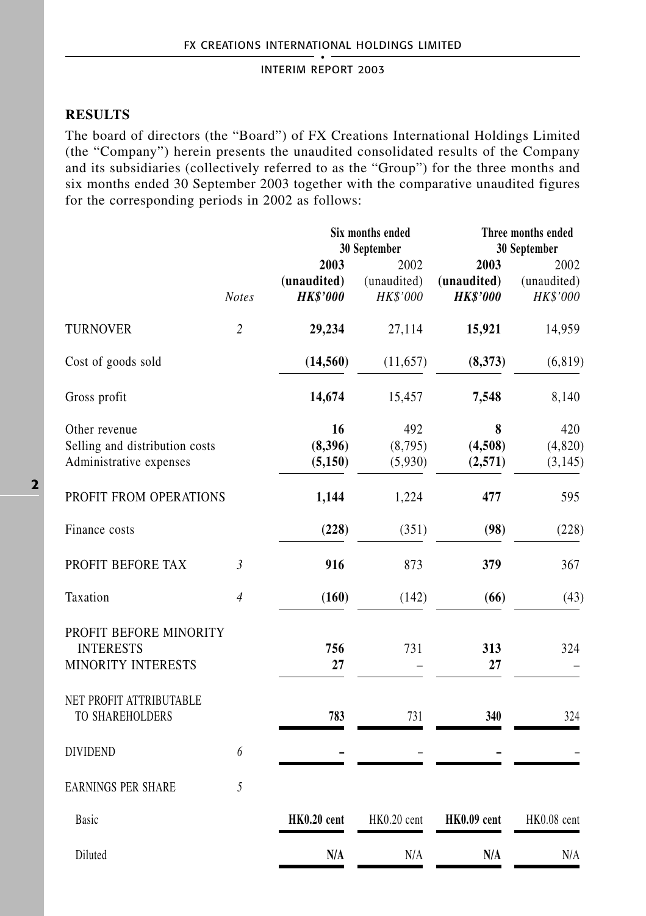## RESULTS

The board of directors (the "Board") of FX Creations International Holdings Limited (the "Company") herein presents the unaudited consolidated results of the Company and its subsidiaries (collectively referred to as the "Group") for the three months and six months ended 30 September 2003 together with the comparative unaudited figures for the corresponding periods in 2002 as follows:

| | | Six months ended 30 September | | Three months ended 30 September | |
|---|---|---|---|---|---|
| | | **2003** | 2002 | **2003** | 2002 |
| | | **(unaudited)** | (unaudited) | **(unaudited)** | (unaudited) |
| | *Notes* | ***HK$'000*** | *HK$'000* | ***HK$'000*** | *HK$'000* |
| TURNOVER | *2* | **29,234** | 27,114 | **15,921** | 14,959 |
| Cost of goods sold | | **(14,560)** | (11,657) | **(8,373)** | (6,819) |
| Gross profit | | **14,674** | 15,457 | **7,548** | 8,140 |
| Other revenue | | **16** | 492 | **8** | 420 |
| Selling and distribution costs | | **(8,396)** | (8,795) | **(4,508)** | (4,820) |
| Administrative expenses | | **(5,150)** | (5,930) | **(2,571)** | (3,145) |
| PROFIT FROM OPERATIONS | | **1,144** | 1,224 | **477** | 595 |
| Finance costs | | **(228)** | (351) | **(98)** | (228) |
| PROFIT BEFORE TAX | *3* | **916** | 873 | **379** | 367 |
| Taxation | *4* | **(160)** | (142) | **(66)** | (43) |
| PROFIT BEFORE MINORITY INTERESTS | | **756** | 731 | **313** | 324 |
| MINORITY INTERESTS | | **27** | – | **27** | – |
| NET PROFIT ATTRIBUTABLE TO SHAREHOLDERS | | **783** | 731 | **340** | 324 |
| DIVIDEND | *6* | **–** | – | **–** | – |
| EARNINGS PER SHARE | *5* | | | | |
| Basic | | **HK0.20 cent** | HK0.20 cent | **HK0.09 cent** | HK0.08 cent |
| Diluted | | **N/A** | N/A | **N/A** | N/A |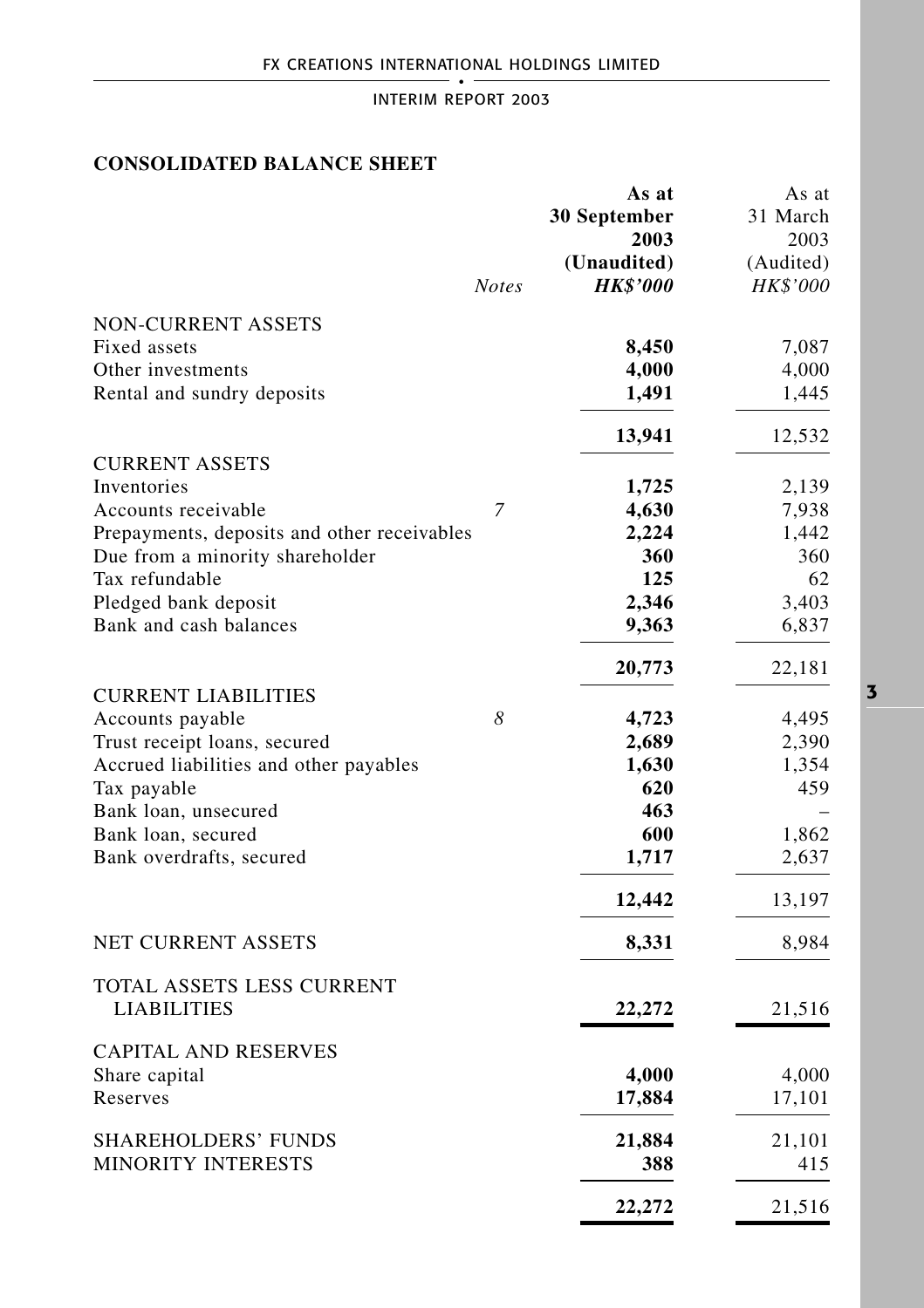## CONSOLIDATED BALANCE SHEET

| | Notes | As at 30 September 2003 (Unaudited) HK$'000 | As at 31 March 2003 (Audited) HK$'000 |
|---|---|---|---|
| NON-CURRENT ASSETS | | | |
| Fixed assets | | **8,450** | 7,087 |
| Other investments | | **4,000** | 4,000 |
| Rental and sundry deposits | | **1,491** | 1,445 |
| | | **13,941** | 12,532 |
| CURRENT ASSETS | | | |
| Inventories | | **1,725** | 2,139 |
| Accounts receivable | *7* | **4,630** | 7,938 |
| Prepayments, deposits and other receivables | | **2,224** | 1,442 |
| Due from a minority shareholder | | **360** | 360 |
| Tax refundable | | **125** | 62 |
| Pledged bank deposit | | **2,346** | 3,403 |
| Bank and cash balances | | **9,363** | 6,837 |
| | | **20,773** | 22,181 |
| CURRENT LIABILITIES | | | |
| Accounts payable | *8* | **4,723** | 4,495 |
| Trust receipt loans, secured | | **2,689** | 2,390 |
| Accrued liabilities and other payables | | **1,630** | 1,354 |
| Tax payable | | **620** | 459 |
| Bank loan, unsecured | | **463** | – |
| Bank loan, secured | | **600** | 1,862 |
| Bank overdrafts, secured | | **1,717** | 2,637 |
| | | **12,442** | 13,197 |
| NET CURRENT ASSETS | | **8,331** | 8,984 |
| TOTAL ASSETS LESS CURRENT LIABILITIES | | **22,272** | 21,516 |
| CAPITAL AND RESERVES | | | |
| Share capital | | **4,000** | 4,000 |
| Reserves | | **17,884** | 17,101 |
| SHAREHOLDERS' FUNDS | | **21,884** | 21,101 |
| MINORITY INTERESTS | | **388** | 415 |
| | | **22,272** | 21,516 |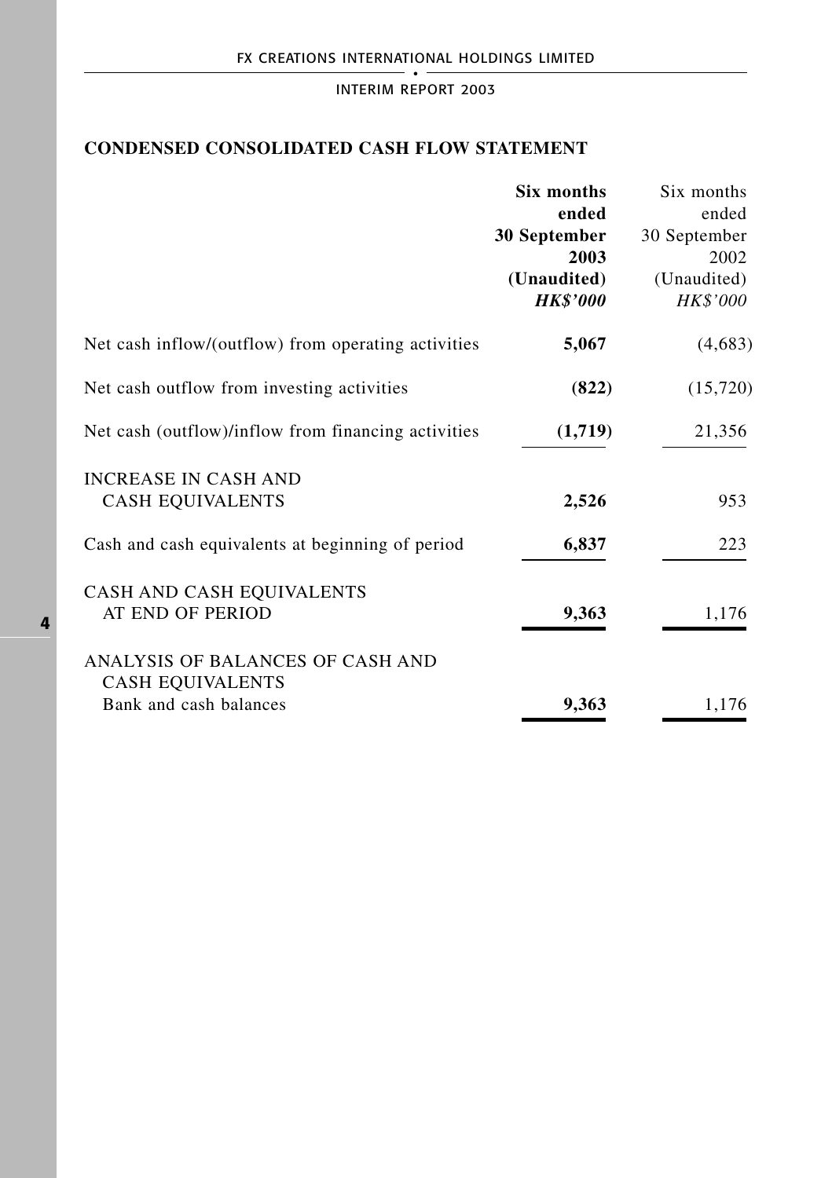## CONDENSED CONSOLIDATED CASH FLOW STATEMENT

| | **Six months ended 30 September 2003 (Unaudited) *HK$'000*** | Six months ended 30 September 2002 (Unaudited) *HK$'000* |
|---|---|---|
| Net cash inflow/(outflow) from operating activities | **5,067** | (4,683) |
| Net cash outflow from investing activities | **(822)** | (15,720) |
| Net cash (outflow)/inflow from financing activities | **(1,719)** | 21,356 |
| INCREASE IN CASH AND CASH EQUIVALENTS | **2,526** | 953 |
| Cash and cash equivalents at beginning of period | **6,837** | 223 |
| CASH AND CASH EQUIVALENTS AT END OF PERIOD | **9,363** | 1,176 |
| ANALYSIS OF BALANCES OF CASH AND CASH EQUIVALENTS | | |
| Bank and cash balances | **9,363** | 1,176 |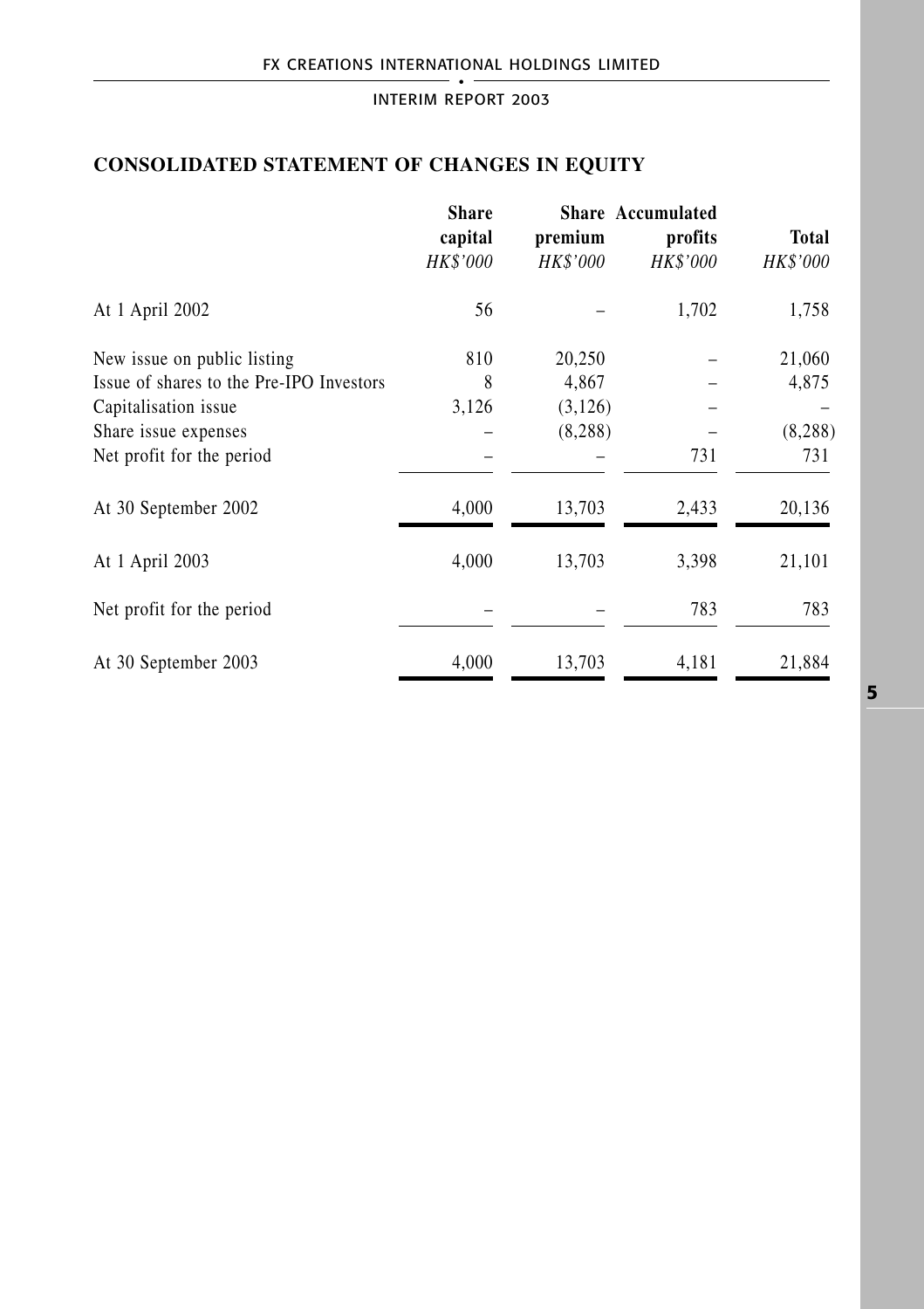## CONSOLIDATED STATEMENT OF CHANGES IN EQUITY

| | Share capital | Share premium | Accumulated profits | Total |
|---|---|---|---|---|
| | *HK$'000* | *HK$'000* | *HK$'000* | *HK$'000* |
| At 1 April 2002 | 56 | – | 1,702 | 1,758 |
| New issue on public listing | 810 | 20,250 | – | 21,060 |
| Issue of shares to the Pre-IPO Investors | 8 | 4,867 | – | 4,875 |
| Capitalisation issue | 3,126 | (3,126) | – | – |
| Share issue expenses | – | (8,288) | – | (8,288) |
| Net profit for the period | – | – | 731 | 731 |
| At 30 September 2002 | 4,000 | 13,703 | 2,433 | 20,136 |
| At 1 April 2003 | 4,000 | 13,703 | 3,398 | 21,101 |
| Net profit for the period | – | – | 783 | 783 |
| At 30 September 2003 | 4,000 | 13,703 | 4,181 | 21,884 |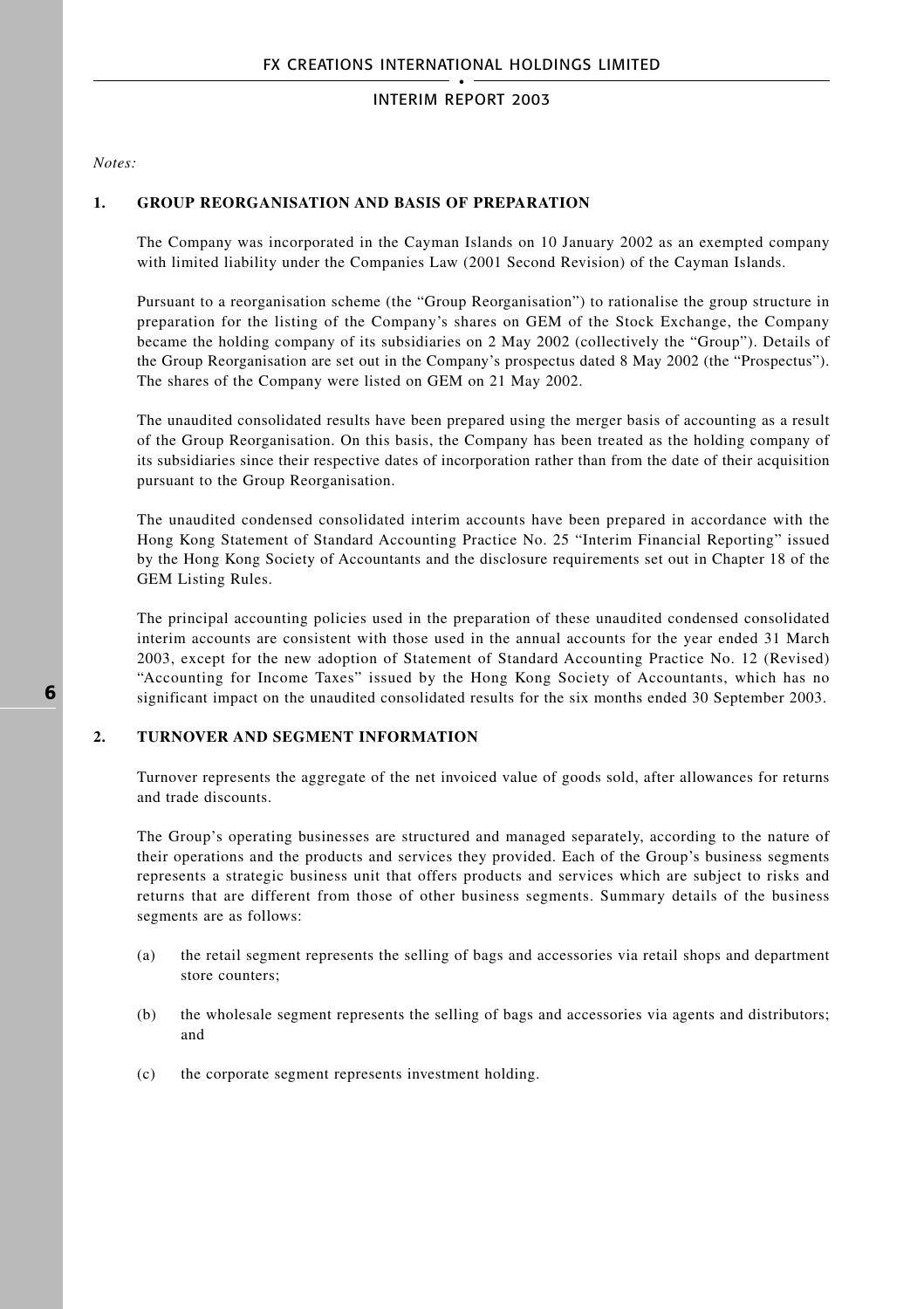*Notes:*

## 1. GROUP REORGANISATION AND BASIS OF PREPARATION

The Company was incorporated in the Cayman Islands on 10 January 2002 as an exempted company with limited liability under the Companies Law (2001 Second Revision) of the Cayman Islands.

Pursuant to a reorganisation scheme (the "Group Reorganisation") to rationalise the group structure in preparation for the listing of the Company's shares on GEM of the Stock Exchange, the Company became the holding company of its subsidiaries on 2 May 2002 (collectively the "Group"). Details of the Group Reorganisation are set out in the Company's prospectus dated 8 May 2002 (the "Prospectus"). The shares of the Company were listed on GEM on 21 May 2002.

The unaudited consolidated results have been prepared using the merger basis of accounting as a result of the Group Reorganisation. On this basis, the Company has been treated as the holding company of its subsidiaries since their respective dates of incorporation rather than from the date of their acquisition pursuant to the Group Reorganisation.

The unaudited condensed consolidated interim accounts have been prepared in accordance with the Hong Kong Statement of Standard Accounting Practice No. 25 "Interim Financial Reporting" issued by the Hong Kong Society of Accountants and the disclosure requirements set out in Chapter 18 of the GEM Listing Rules.

The principal accounting policies used in the preparation of these unaudited condensed consolidated interim accounts are consistent with those used in the annual accounts for the year ended 31 March 2003, except for the new adoption of Statement of Standard Accounting Practice No. 12 (Revised) "Accounting for Income Taxes" issued by the Hong Kong Society of Accountants, which has no significant impact on the unaudited consolidated results for the six months ended 30 September 2003.

## 2. TURNOVER AND SEGMENT INFORMATION

Turnover represents the aggregate of the net invoiced value of goods sold, after allowances for returns and trade discounts.

The Group's operating businesses are structured and managed separately, according to the nature of their operations and the products and services they provided. Each of the Group's business segments represents a strategic business unit that offers products and services which are subject to risks and returns that are different from those of other business segments. Summary details of the business segments are as follows:

(a) the retail segment represents the selling of bags and accessories via retail shops and department store counters;

(b) the wholesale segment represents the selling of bags and accessories via agents and distributors; and

(c) the corporate segment represents investment holding.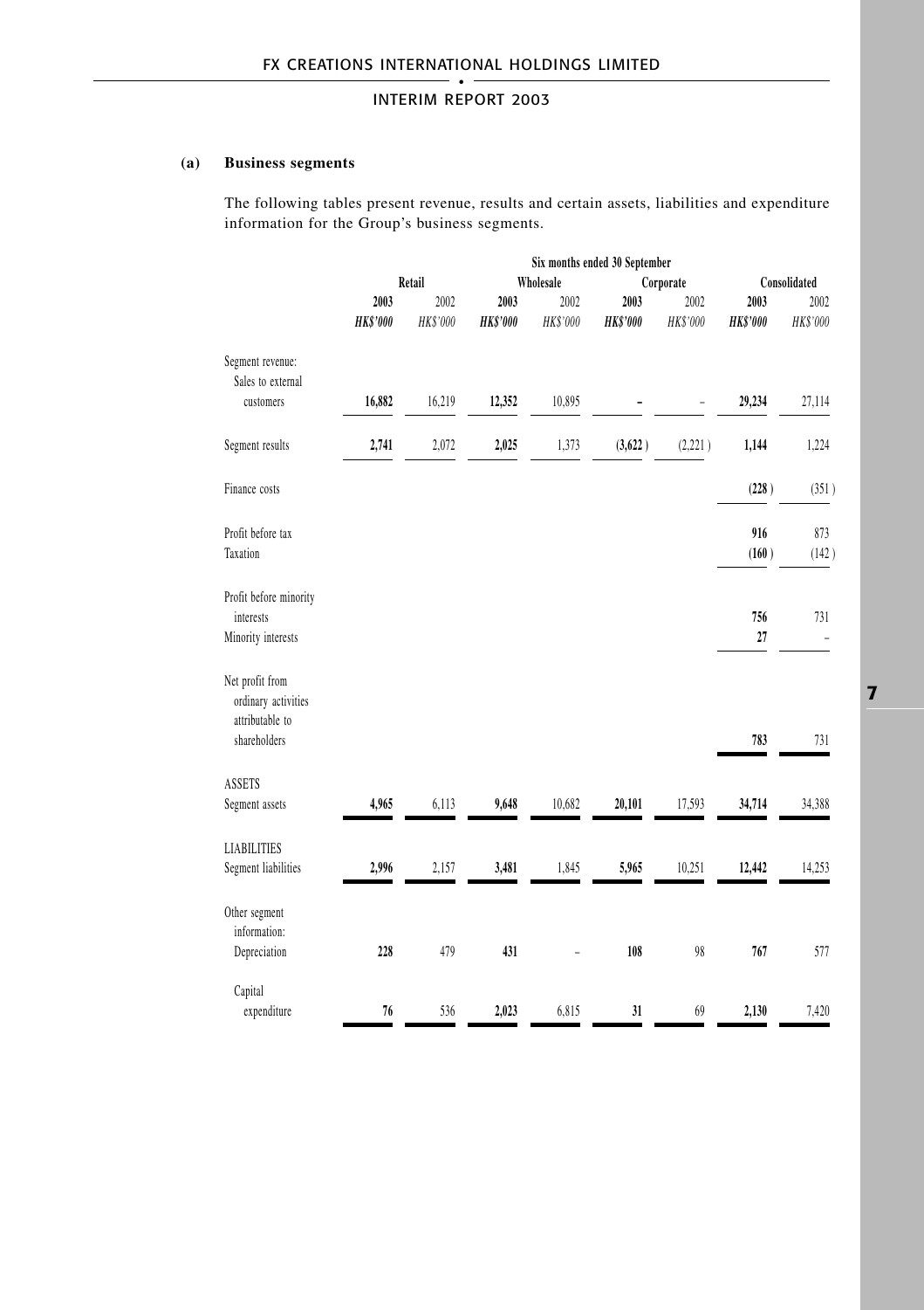**(a) Business segments**

The following tables present revenue, results and certain assets, liabilities and expenditure information for the Group's business segments.

| | Six months ended 30 September | | | | | | | |
|---|---|---|---|---|---|---|---|---|
| | Retail | | Wholesale | | Corporate | | Consolidated | |
| | **2003** | 2002 | **2003** | 2002 | **2003** | 2002 | **2003** | 2002 |
| | ***HK$'000*** | *HK$'000* | ***HK$'000*** | *HK$'000* | ***HK$'000*** | *HK$'000* | ***HK$'000*** | *HK$'000* |
| Segment revenue: | | | | | | | | |
| Sales to external customers | **16,882** | 16,219 | **12,352** | 10,895 | **–** | – | **29,234** | 27,114 |
| Segment results | **2,741** | 2,072 | **2,025** | 1,373 | **(3,622)** | (2,221) | **1,144** | 1,224 |
| Finance costs | | | | | | | **(228)** | (351) |
| Profit before tax | | | | | | | **916** | 873 |
| Taxation | | | | | | | **(160)** | (142) |
| Profit before minority interests | | | | | | | **756** | 731 |
| Minority interests | | | | | | | **27** | – |
| Net profit from ordinary activities attributable to shareholders | | | | | | | **783** | 731 |
| ASSETS | | | | | | | | |
| Segment assets | **4,965** | 6,113 | **9,648** | 10,682 | **20,101** | 17,593 | **34,714** | 34,388 |
| LIABILITIES | | | | | | | | |
| Segment liabilities | **2,996** | 2,157 | **3,481** | 1,845 | **5,965** | 10,251 | **12,442** | 14,253 |
| Other segment information: | | | | | | | | |
| Depreciation | **228** | 479 | **431** | – | **108** | 98 | **767** | 577 |
| Capital expenditure | **76** | 536 | **2,023** | 6,815 | **31** | 69 | **2,130** | 7,420 |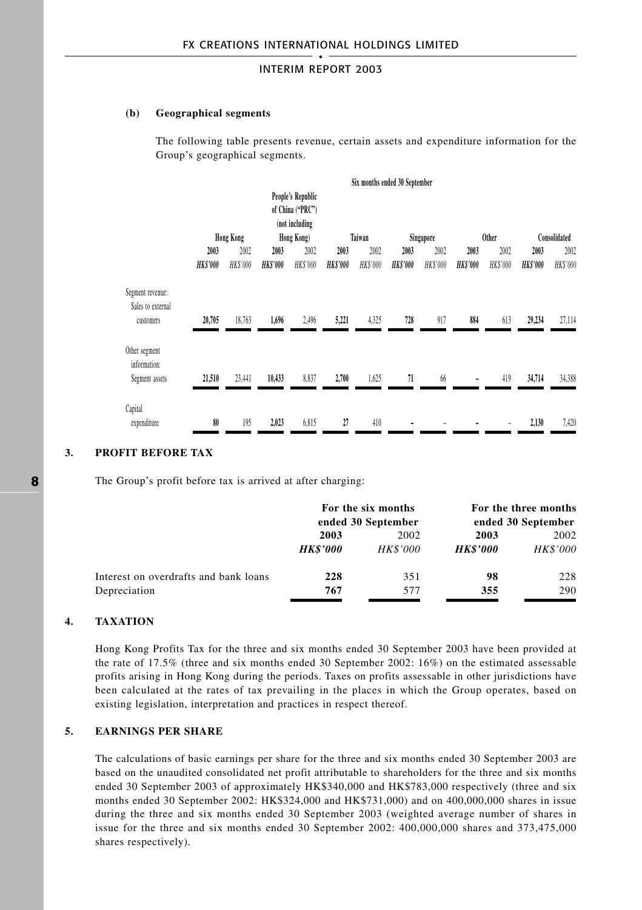**(b) Geographical segments**

The following table presents revenue, certain assets and expenditure information for the Group's geographical segments.

| | Six months ended 30 September | | | | | | | | | | | |
|---|---|---|---|---|---|---|---|---|---|---|---|---|
| | Hong Kong | | People's Republic of China ("PRC") (not including Hong Kong) | | Taiwan | | Singapore | | Other | | Consolidated | |
| | **2003** | 2002 | **2003** | 2002 | **2003** | 2002 | **2003** | 2002 | **2003** | 2002 | **2003** | 2002 |
| | ***HK$'000*** | *HK$'000* | ***HK$'000*** | *HK$'000* | ***HK$'000*** | *HK$'000* | ***HK$'000*** | *HK$'000* | ***HK$'000*** | *HK$'000* | ***HK$'000*** | *HK$'000* |
| Segment revenue: | | | | | | | | | | | | |
| Sales to external customers | **20,705** | 18,763 | **1,696** | 2,496 | **5,221** | 4,325 | **728** | 917 | **884** | 613 | **29,234** | 27,114 |
| Other segment information: | | | | | | | | | | | | |
| Segment assets | **21,510** | 23,441 | **10,433** | 8,837 | **2,700** | 1,625 | **71** | 66 | **–** | 419 | **34,714** | 34,388 |
| Capital expenditure | **80** | 195 | **2,023** | 6,815 | **27** | 410 | **–** | – | **–** | – | **2,130** | 7,420 |

## 3. PROFIT BEFORE TAX

The Group's profit before tax is arrived at after charging:

| | For the six months ended 30 September | | For the three months ended 30 September | |
|---|---|---|---|---|
| | **2003** | 2002 | **2003** | 2002 |
| | ***HK$'000*** | *HK$'000* | ***HK$'000*** | *HK$'000* |
| Interest on overdrafts and bank loans | **228** | 351 | **98** | 228 |
| Depreciation | **767** | 577 | **355** | 290 |

## 4. TAXATION

Hong Kong Profits Tax for the three and six months ended 30 September 2003 have been provided at the rate of 17.5% (three and six months ended 30 September 2002: 16%) on the estimated assessable profits arising in Hong Kong during the periods. Taxes on profits assessable in other jurisdictions have been calculated at the rates of tax prevailing in the places in which the Group operates, based on existing legislation, interpretation and practices in respect thereof.

## 5. EARNINGS PER SHARE

The calculations of basic earnings per share for the three and six months ended 30 September 2003 are based on the unaudited consolidated net profit attributable to shareholders for the three and six months ended 30 September 2003 of approximately HK$340,000 and HK$783,000 respectively (three and six months ended 30 September 2002: HK$324,000 and HK$731,000) and on 400,000,000 shares in issue during the three and six months ended 30 September 2003 (weighted average number of shares in issue for the three and six months ended 30 September 2002: 400,000,000 shares and 373,475,000 shares respectively).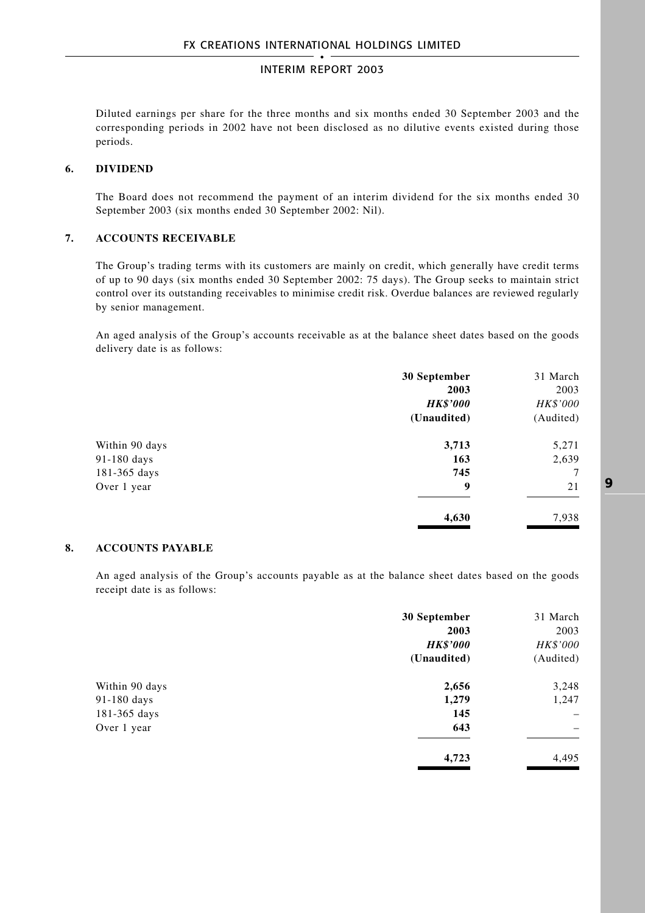Diluted earnings per share for the three months and six months ended 30 September 2003 and the corresponding periods in 2002 have not been disclosed as no dilutive events existed during those periods.

## 6. DIVIDEND

The Board does not recommend the payment of an interim dividend for the six months ended 30 September 2003 (six months ended 30 September 2002: Nil).

## 7. ACCOUNTS RECEIVABLE

The Group's trading terms with its customers are mainly on credit, which generally have credit terms of up to 90 days (six months ended 30 September 2002: 75 days). The Group seeks to maintain strict control over its outstanding receivables to minimise credit risk. Overdue balances are reviewed regularly by senior management.

An aged analysis of the Group's accounts receivable as at the balance sheet dates based on the goods delivery date is as follows:

| | **30 September 2003** | 31 March 2003 |
|---|---|---|
| | ***HK$'000*** | *HK$'000* |
| | **(Unaudited)** | (Audited) |
| Within 90 days | **3,713** | 5,271 |
| 91-180 days | **163** | 2,639 |
| 181-365 days | **745** | 7 |
| Over 1 year | **9** | 21 |
| | **4,630** | 7,938 |

## 8. ACCOUNTS PAYABLE

An aged analysis of the Group's accounts payable as at the balance sheet dates based on the goods receipt date is as follows:

| | **30 September 2003** | 31 March 2003 |
|---|---|---|
| | ***HK$'000*** | *HK$'000* |
| | **(Unaudited)** | (Audited) |
| Within 90 days | **2,656** | 3,248 |
| 91-180 days | **1,279** | 1,247 |
| 181-365 days | **145** | – |
| Over 1 year | **643** | – |
| | **4,723** | 4,495 |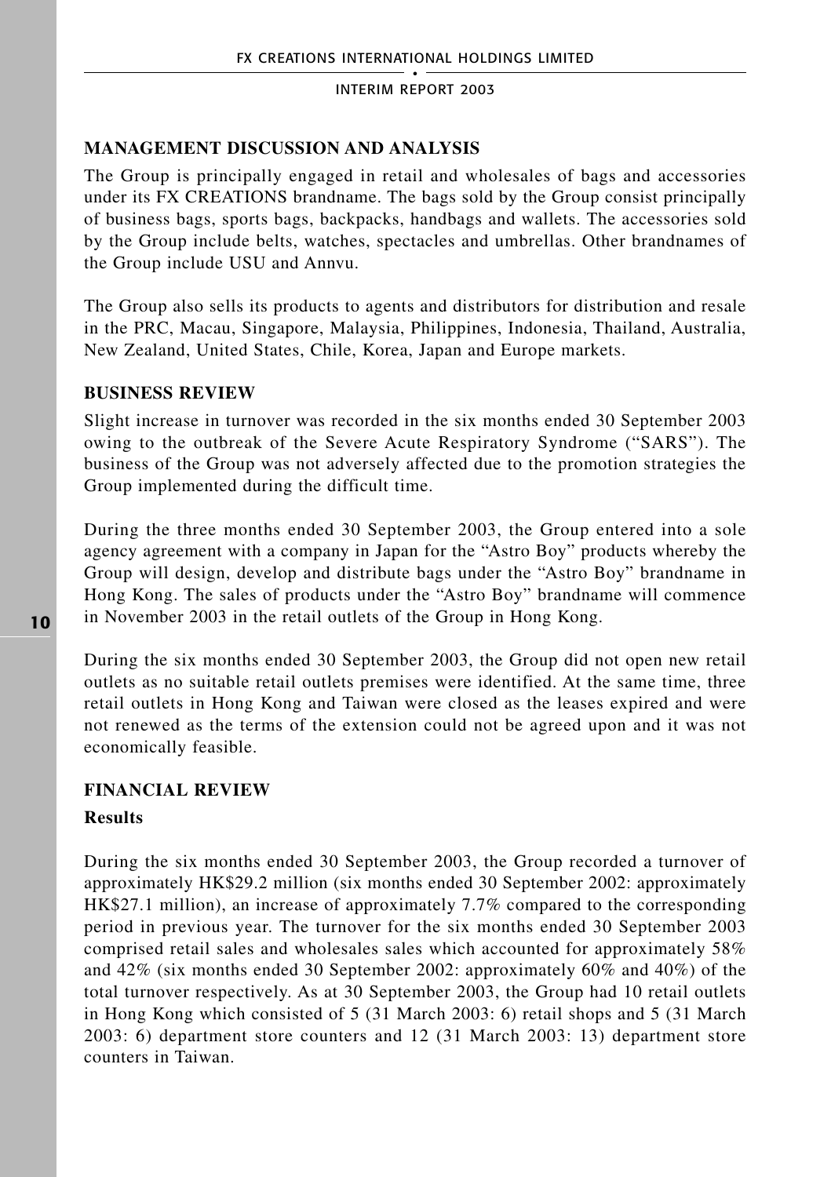## MANAGEMENT DISCUSSION AND ANALYSIS

The Group is principally engaged in retail and wholesales of bags and accessories under its FX CREATIONS brandname. The bags sold by the Group consist principally of business bags, sports bags, backpacks, handbags and wallets. The accessories sold by the Group include belts, watches, spectacles and umbrellas. Other brandnames of the Group include USU and Annvu.

The Group also sells its products to agents and distributors for distribution and resale in the PRC, Macau, Singapore, Malaysia, Philippines, Indonesia, Thailand, Australia, New Zealand, United States, Chile, Korea, Japan and Europe markets.

## BUSINESS REVIEW

Slight increase in turnover was recorded in the six months ended 30 September 2003 owing to the outbreak of the Severe Acute Respiratory Syndrome ("SARS"). The business of the Group was not adversely affected due to the promotion strategies the Group implemented during the difficult time.

During the three months ended 30 September 2003, the Group entered into a sole agency agreement with a company in Japan for the "Astro Boy" products whereby the Group will design, develop and distribute bags under the "Astro Boy" brandname in Hong Kong. The sales of products under the "Astro Boy" brandname will commence in November 2003 in the retail outlets of the Group in Hong Kong.

During the six months ended 30 September 2003, the Group did not open new retail outlets as no suitable retail outlets premises were identified. At the same time, three retail outlets in Hong Kong and Taiwan were closed as the leases expired and were not renewed as the terms of the extension could not be agreed upon and it was not economically feasible.

## FINANCIAL REVIEW

### Results

During the six months ended 30 September 2003, the Group recorded a turnover of approximately HK$29.2 million (six months ended 30 September 2002: approximately HK$27.1 million), an increase of approximately 7.7% compared to the corresponding period in previous year. The turnover for the six months ended 30 September 2003 comprised retail sales and wholesales sales which accounted for approximately 58% and 42% (six months ended 30 September 2002: approximately 60% and 40%) of the total turnover respectively. As at 30 September 2003, the Group had 10 retail outlets in Hong Kong which consisted of 5 (31 March 2003: 6) retail shops and 5 (31 March 2003: 6) department store counters and 12 (31 March 2003: 13) department store counters in Taiwan.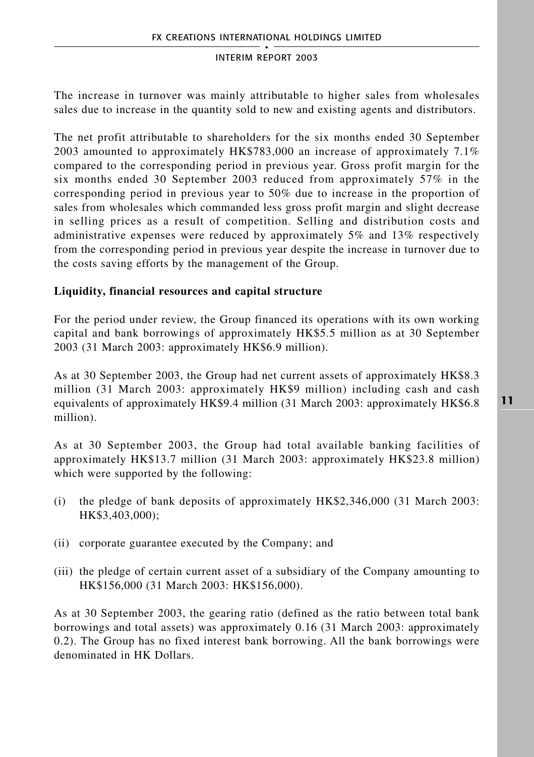The increase in turnover was mainly attributable to higher sales from wholesales sales due to increase in the quantity sold to new and existing agents and distributors.

The net profit attributable to shareholders for the six months ended 30 September 2003 amounted to approximately HK$783,000 an increase of approximately 7.1% compared to the corresponding period in previous year. Gross profit margin for the six months ended 30 September 2003 reduced from approximately 57% in the corresponding period in previous year to 50% due to increase in the proportion of sales from wholesales which commanded less gross profit margin and slight decrease in selling prices as a result of competition. Selling and distribution costs and administrative expenses were reduced by approximately 5% and 13% respectively from the corresponding period in previous year despite the increase in turnover due to the costs saving efforts by the management of the Group.

**Liquidity, financial resources and capital structure**

For the period under review, the Group financed its operations with its own working capital and bank borrowings of approximately HK$5.5 million as at 30 September 2003 (31 March 2003: approximately HK$6.9 million).

As at 30 September 2003, the Group had net current assets of approximately HK$8.3 million (31 March 2003: approximately HK$9 million) including cash and cash equivalents of approximately HK$9.4 million (31 March 2003: approximately HK$6.8 million).

As at 30 September 2003, the Group had total available banking facilities of approximately HK$13.7 million (31 March 2003: approximately HK$23.8 million) which were supported by the following:

(i) the pledge of bank deposits of approximately HK$2,346,000 (31 March 2003: HK$3,403,000);

(ii) corporate guarantee executed by the Company; and

(iii) the pledge of certain current asset of a subsidiary of the Company amounting to HK$156,000 (31 March 2003: HK$156,000).

As at 30 September 2003, the gearing ratio (defined as the ratio between total bank borrowings and total assets) was approximately 0.16 (31 March 2003: approximately 0.2). The Group has no fixed interest bank borrowing. All the bank borrowings were denominated in HK Dollars.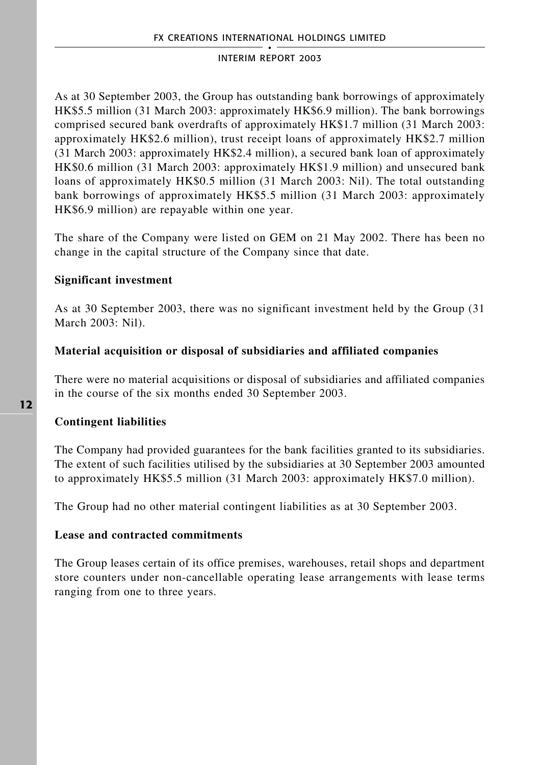As at 30 September 2003, the Group has outstanding bank borrowings of approximately HK$5.5 million (31 March 2003: approximately HK$6.9 million). The bank borrowings comprised secured bank overdrafts of approximately HK$1.7 million (31 March 2003: approximately HK$2.6 million), trust receipt loans of approximately HK$2.7 million (31 March 2003: approximately HK$2.4 million), a secured bank loan of approximately HK$0.6 million (31 March 2003: approximately HK$1.9 million) and unsecured bank loans of approximately HK$0.5 million (31 March 2003: Nil). The total outstanding bank borrowings of approximately HK$5.5 million (31 March 2003: approximately HK$6.9 million) are repayable within one year.

The share of the Company were listed on GEM on 21 May 2002. There has been no change in the capital structure of the Company since that date.

**Significant investment**

As at 30 September 2003, there was no significant investment held by the Group (31 March 2003: Nil).

**Material acquisition or disposal of subsidiaries and affiliated companies**

There were no material acquisitions or disposal of subsidiaries and affiliated companies in the course of the six months ended 30 September 2003.

**Contingent liabilities**

The Company had provided guarantees for the bank facilities granted to its subsidiaries. The extent of such facilities utilised by the subsidiaries at 30 September 2003 amounted to approximately HK$5.5 million (31 March 2003: approximately HK$7.0 million).

The Group had no other material contingent liabilities as at 30 September 2003.

**Lease and contracted commitments**

The Group leases certain of its office premises, warehouses, retail shops and department store counters under non-cancellable operating lease arrangements with lease terms ranging from one to three years.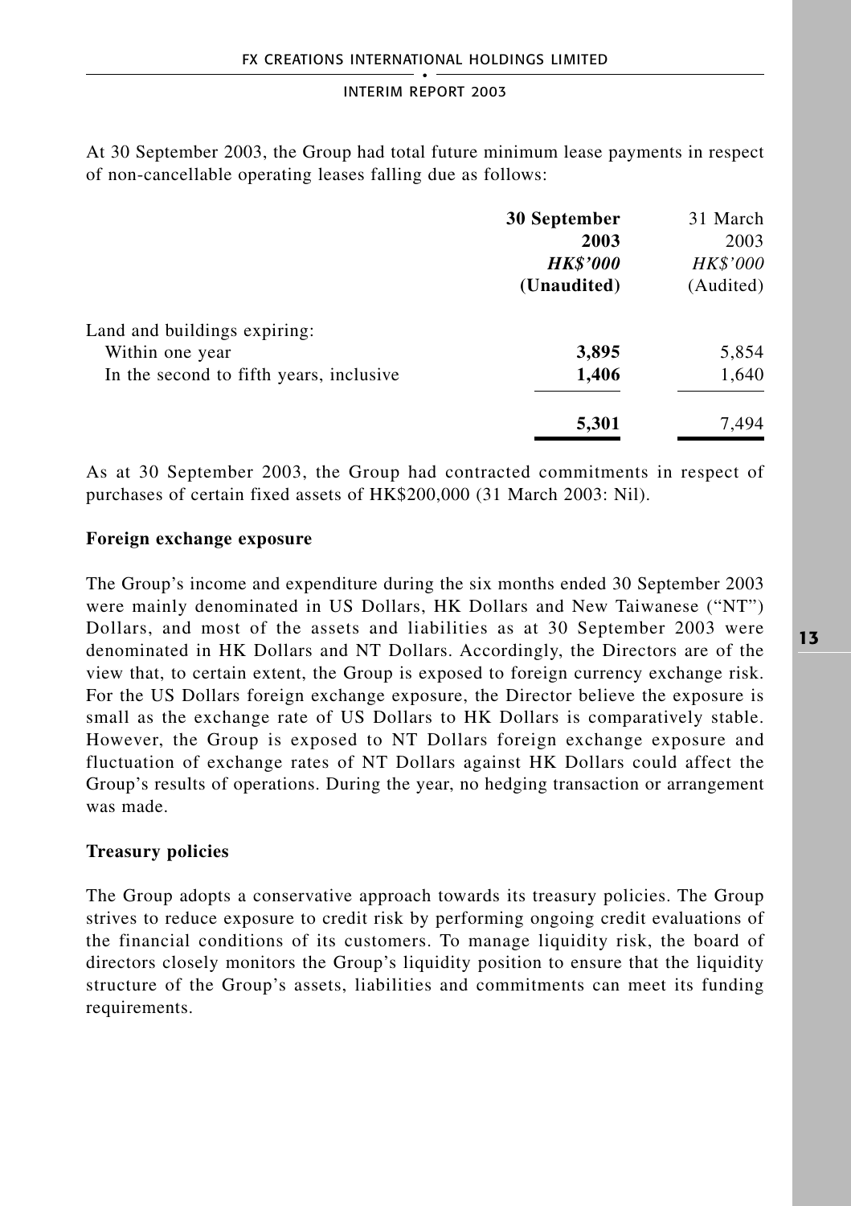At 30 September 2003, the Group had total future minimum lease payments in respect of non-cancellable operating leases falling due as follows:

| | **30 September 2003** | 31 March 2003 |
|---|---|---|
| | ***HK$'000*** | *HK$'000* |
| | **(Unaudited)** | (Audited) |
| Land and buildings expiring: | | |
| Within one year | **3,895** | 5,854 |
| In the second to fifth years, inclusive | **1,406** | 1,640 |
| | **5,301** | 7,494 |

As at 30 September 2003, the Group had contracted commitments in respect of purchases of certain fixed assets of HK$200,000 (31 March 2003: Nil).

**Foreign exchange exposure**

The Group's income and expenditure during the six months ended 30 September 2003 were mainly denominated in US Dollars, HK Dollars and New Taiwanese ("NT") Dollars, and most of the assets and liabilities as at 30 September 2003 were denominated in HK Dollars and NT Dollars. Accordingly, the Directors are of the view that, to certain extent, the Group is exposed to foreign currency exchange risk. For the US Dollars foreign exchange exposure, the Director believe the exposure is small as the exchange rate of US Dollars to HK Dollars is comparatively stable. However, the Group is exposed to NT Dollars foreign exchange exposure and fluctuation of exchange rates of NT Dollars against HK Dollars could affect the Group's results of operations. During the year, no hedging transaction or arrangement was made.

**Treasury policies**

The Group adopts a conservative approach towards its treasury policies. The Group strives to reduce exposure to credit risk by performing ongoing credit evaluations of the financial conditions of its customers. To manage liquidity risk, the board of directors closely monitors the Group's liquidity position to ensure that the liquidity structure of the Group's assets, liabilities and commitments can meet its funding requirements.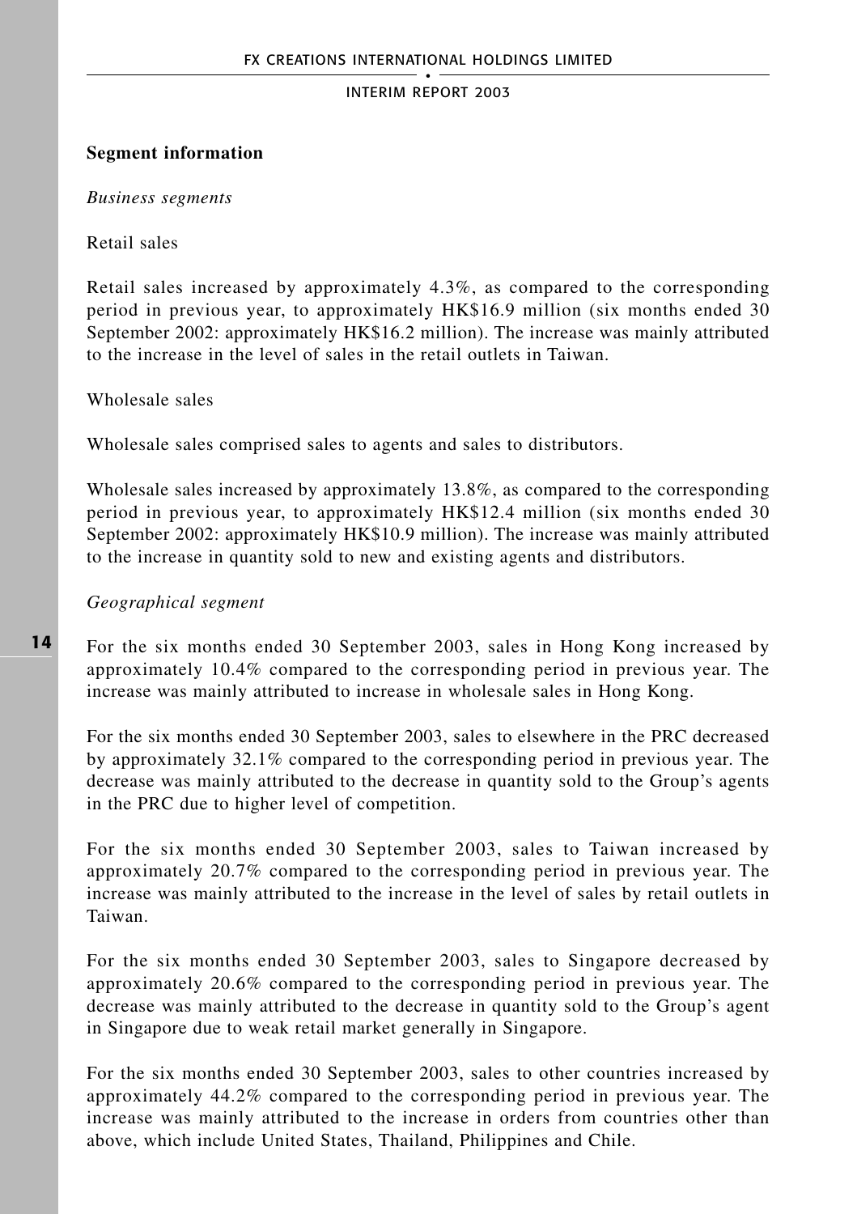**Segment information**

*Business segments*

Retail sales

Retail sales increased by approximately 4.3%, as compared to the corresponding period in previous year, to approximately HK$16.9 million (six months ended 30 September 2002: approximately HK$16.2 million). The increase was mainly attributed to the increase in the level of sales in the retail outlets in Taiwan.

Wholesale sales

Wholesale sales comprised sales to agents and sales to distributors.

Wholesale sales increased by approximately 13.8%, as compared to the corresponding period in previous year, to approximately HK$12.4 million (six months ended 30 September 2002: approximately HK$10.9 million). The increase was mainly attributed to the increase in quantity sold to new and existing agents and distributors.

*Geographical segment*

For the six months ended 30 September 2003, sales in Hong Kong increased by approximately 10.4% compared to the corresponding period in previous year. The increase was mainly attributed to increase in wholesale sales in Hong Kong.

For the six months ended 30 September 2003, sales to elsewhere in the PRC decreased by approximately 32.1% compared to the corresponding period in previous year. The decrease was mainly attributed to the decrease in quantity sold to the Group's agents in the PRC due to higher level of competition.

For the six months ended 30 September 2003, sales to Taiwan increased by approximately 20.7% compared to the corresponding period in previous year. The increase was mainly attributed to the increase in the level of sales by retail outlets in Taiwan.

For the six months ended 30 September 2003, sales to Singapore decreased by approximately 20.6% compared to the corresponding period in previous year. The decrease was mainly attributed to the decrease in quantity sold to the Group's agent in Singapore due to weak retail market generally in Singapore.

For the six months ended 30 September 2003, sales to other countries increased by approximately 44.2% compared to the corresponding period in previous year. The increase was mainly attributed to the increase in orders from countries other than above, which include United States, Thailand, Philippines and Chile.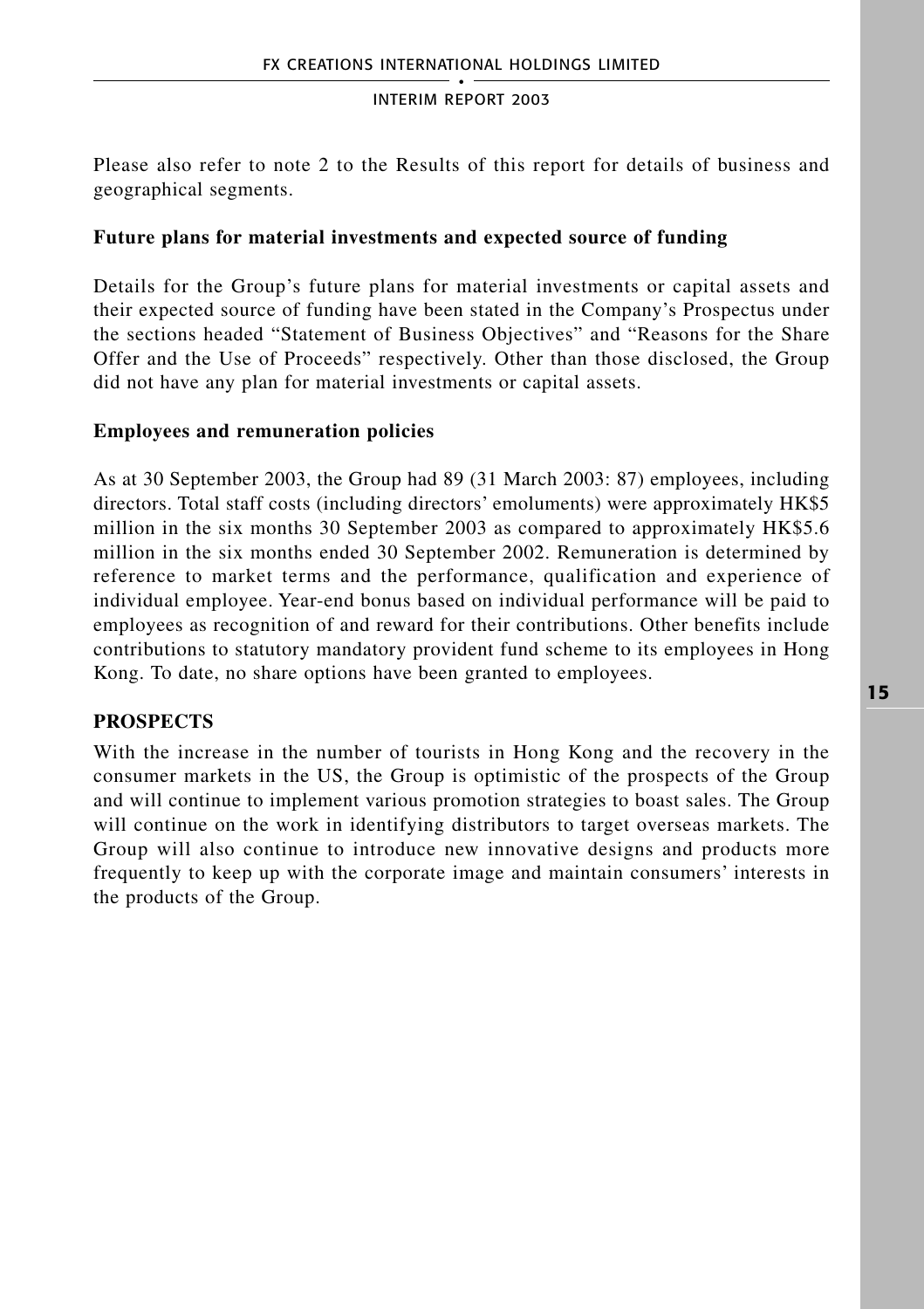Please also refer to note 2 to the Results of this report for details of business and geographical segments.

**Future plans for material investments and expected source of funding**

Details for the Group's future plans for material investments or capital assets and their expected source of funding have been stated in the Company's Prospectus under the sections headed "Statement of Business Objectives" and "Reasons for the Share Offer and the Use of Proceeds" respectively. Other than those disclosed, the Group did not have any plan for material investments or capital assets.

**Employees and remuneration policies**

As at 30 September 2003, the Group had 89 (31 March 2003: 87) employees, including directors. Total staff costs (including directors' emoluments) were approximately HK$5 million in the six months 30 September 2003 as compared to approximately HK$5.6 million in the six months ended 30 September 2002. Remuneration is determined by reference to market terms and the performance, qualification and experience of individual employee. Year-end bonus based on individual performance will be paid to employees as recognition of and reward for their contributions. Other benefits include contributions to statutory mandatory provident fund scheme to its employees in Hong Kong. To date, no share options have been granted to employees.

## PROSPECTS

With the increase in the number of tourists in Hong Kong and the recovery in the consumer markets in the US, the Group is optimistic of the prospects of the Group and will continue to implement various promotion strategies to boast sales. The Group will continue on the work in identifying distributors to target overseas markets. The Group will also continue to introduce new innovative designs and products more frequently to keep up with the corporate image and maintain consumers' interests in the products of the Group.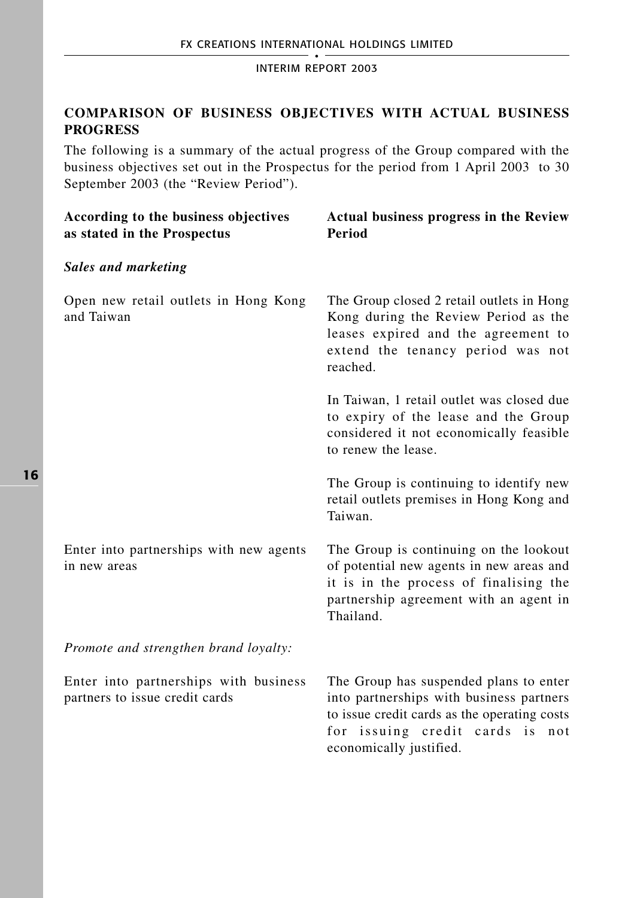## COMPARISON OF BUSINESS OBJECTIVES WITH ACTUAL BUSINESS PROGRESS

The following is a summary of the actual progress of the Group compared with the business objectives set out in the Prospectus for the period from 1 April 2003 to 30 September 2003 (the "Review Period").

| According to the business objectives as stated in the Prospectus | Actual business progress in the Review Period |
|---|---|
| ***Sales and marketing*** | |
| Open new retail outlets in Hong Kong and Taiwan | The Group closed 2 retail outlets in Hong Kong during the Review Period as the leases expired and the agreement to extend the tenancy period was not reached.<br><br>In Taiwan, 1 retail outlet was closed due to expiry of the lease and the Group considered it not economically feasible to renew the lease.<br><br>The Group is continuing to identify new retail outlets premises in Hong Kong and Taiwan. |
| Enter into partnerships with new agents in new areas | The Group is continuing on the lookout of potential new agents in new areas and it is in the process of finalising the partnership agreement with an agent in Thailand. |
| *Promote and strengthen brand loyalty:* | |
| Enter into partnerships with business partners to issue credit cards | The Group has suspended plans to enter into partnerships with business partners to issue credit cards as the operating costs for issuing credit cards is not economically justified. |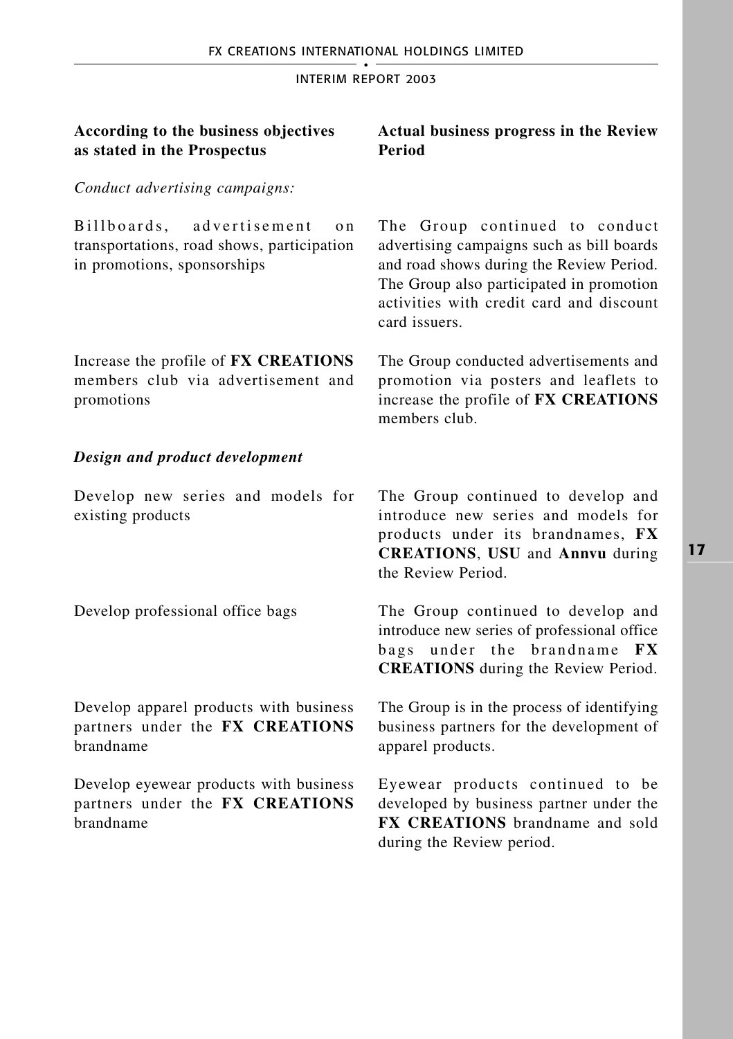| According to the business objectives as stated in the Prospectus | Actual business progress in the Review Period |
|---|---|
| *Conduct advertising campaigns:* | |
| Billboards, advertisement on transportations, road shows, participation in promotions, sponsorships | The Group continued to conduct advertising campaigns such as bill boards and road shows during the Review Period. The Group also participated in promotion activities with credit card and discount card issuers. |
| Increase the profile of **FX CREATIONS** members club via advertisement and promotions | The Group conducted advertisements and promotion via posters and leaflets to increase the profile of **FX CREATIONS** members club. |
| ***Design and product development*** | |
| Develop new series and models for existing products | The Group continued to develop and introduce new series and models for products under its brandnames, **FX CREATIONS**, **USU** and **Annvu** during the Review Period. |
| Develop professional office bags | The Group continued to develop and introduce new series of professional office bags under the brandname **FX CREATIONS** during the Review Period. |
| Develop apparel products with business partners under the **FX CREATIONS** brandname | The Group is in the process of identifying business partners for the development of apparel products. |
| Develop eyewear products with business partners under the **FX CREATIONS** brandname | Eyewear products continued to be developed by business partner under the **FX CREATIONS** brandname and sold during the Review period. |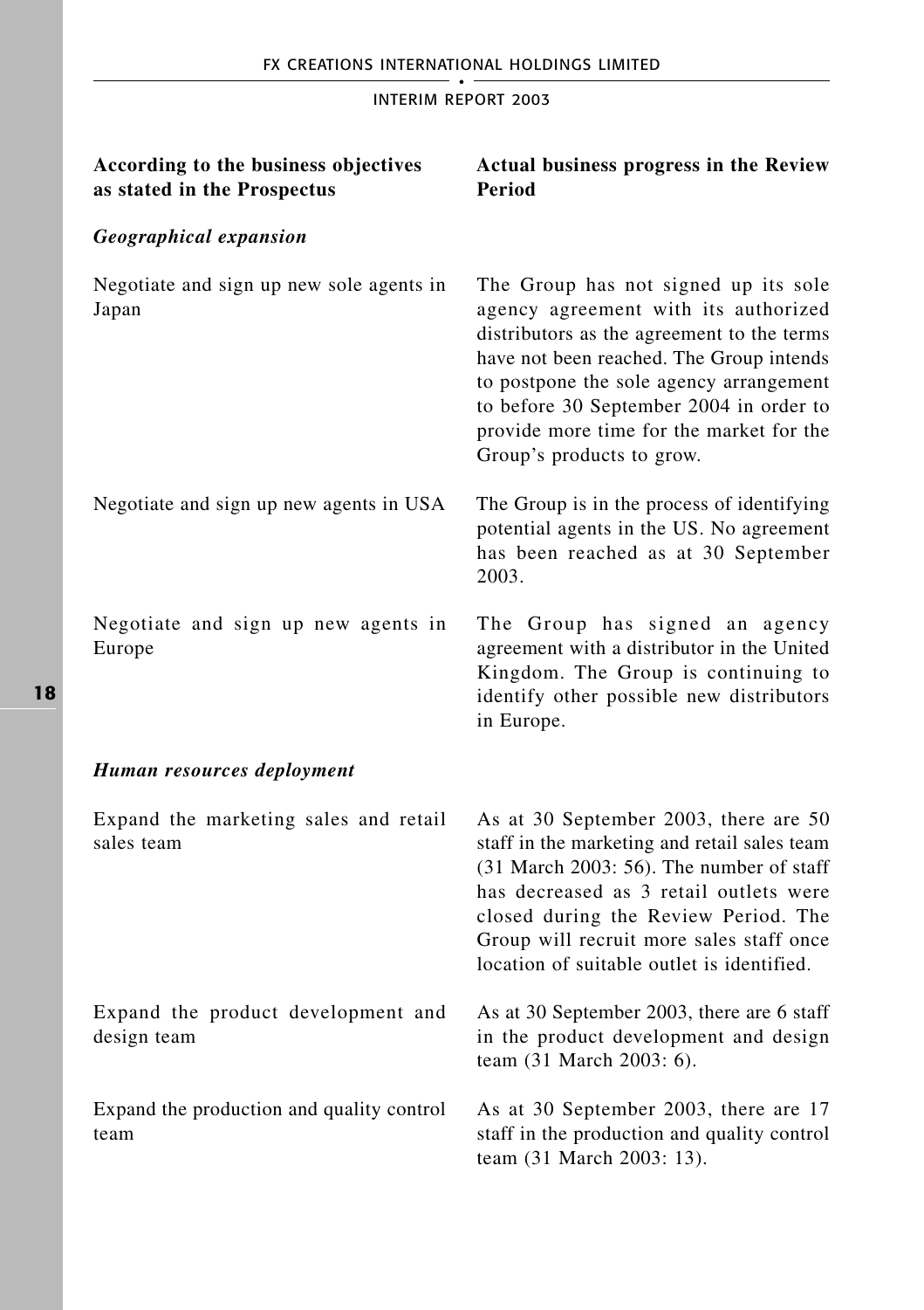| According to the business objectives as stated in the Prospectus | Actual business progress in the Review Period |
|---|---|
| ***Geographical expansion*** | |
| Negotiate and sign up new sole agents in Japan | The Group has not signed up its sole agency agreement with its authorized distributors as the agreement to the terms have not been reached. The Group intends to postpone the sole agency arrangement to before 30 September 2004 in order to provide more time for the market for the Group's products to grow. |
| Negotiate and sign up new agents in USA | The Group is in the process of identifying potential agents in the US. No agreement has been reached as at 30 September 2003. |
| Negotiate and sign up new agents in Europe | The Group has signed an agency agreement with a distributor in the United Kingdom. The Group is continuing to identify other possible new distributors in Europe. |
| ***Human resources deployment*** | |
| Expand the marketing sales and retail sales team | As at 30 September 2003, there are 50 staff in the marketing and retail sales team (31 March 2003: 56). The number of staff has decreased as 3 retail outlets were closed during the Review Period. The Group will recruit more sales staff once location of suitable outlet is identified. |
| Expand the product development and design team | As at 30 September 2003, there are 6 staff in the product development and design team (31 March 2003: 6). |
| Expand the production and quality control team | As at 30 September 2003, there are 17 staff in the production and quality control team (31 March 2003: 13). |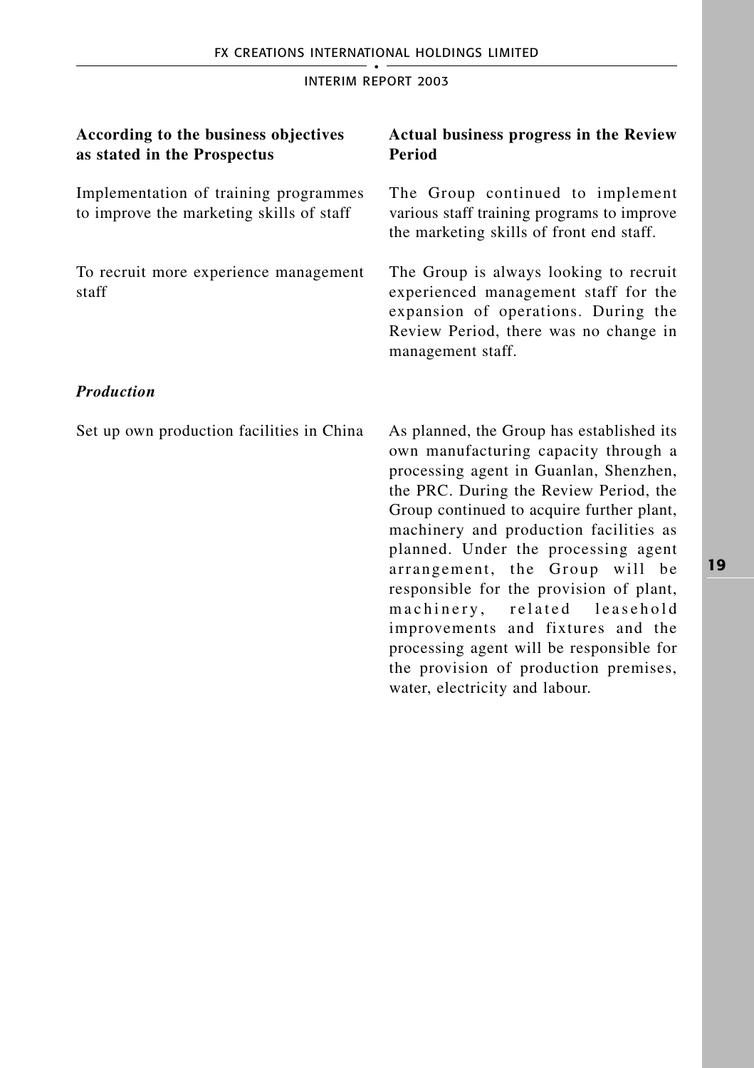| According to the business objectives as stated in the Prospectus | Actual business progress in the Review Period |
|---|---|
| Implementation of training programmes to improve the marketing skills of staff | The Group continued to implement various staff training programs to improve the marketing skills of front end staff. |
| To recruit more experience management staff | The Group is always looking to recruit experienced management staff for the expansion of operations. During the Review Period, there was no change in management staff. |
| ***Production*** | |
| Set up own production facilities in China | As planned, the Group has established its own manufacturing capacity through a processing agent in Guanlan, Shenzhen, the PRC. During the Review Period, the Group continued to acquire further plant, machinery and production facilities as planned. Under the processing agent arrangement, the Group will be responsible for the provision of plant, machinery, related leasehold improvements and fixtures and the processing agent will be responsible for the provision of production premises, water, electricity and labour. |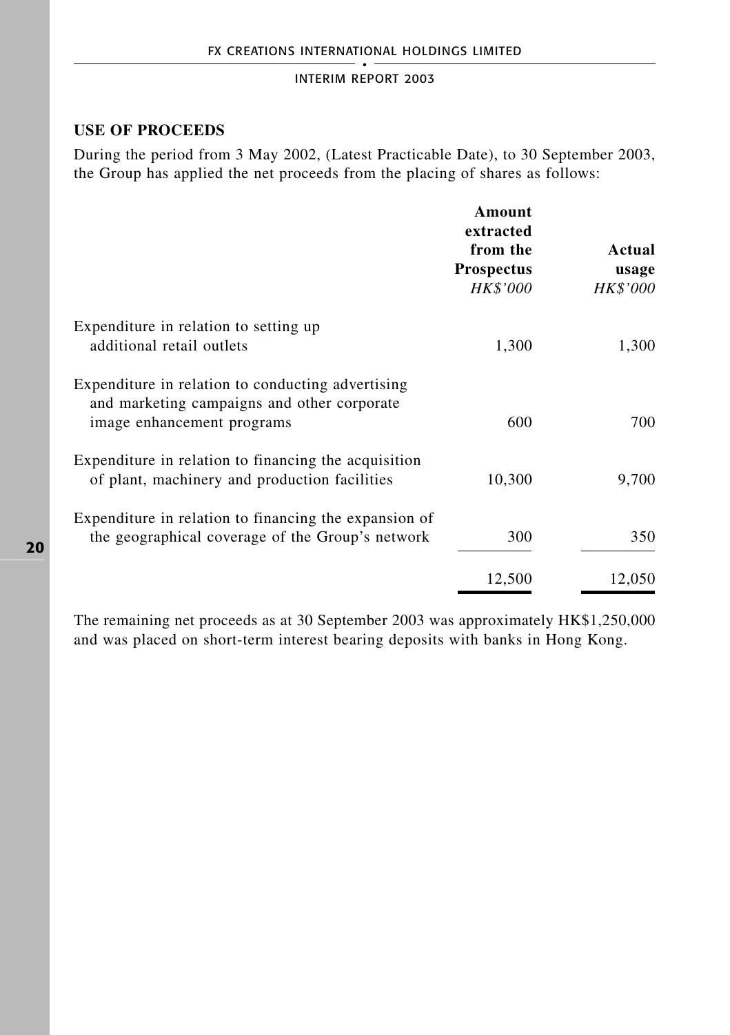## USE OF PROCEEDS

During the period from 3 May 2002, (Latest Practicable Date), to 30 September 2003, the Group has applied the net proceeds from the placing of shares as follows:

| | Amount extracted from the Prospectus *HK$'000* | Actual usage *HK$'000* |
|---|---|---|
| Expenditure in relation to setting up additional retail outlets | 1,300 | 1,300 |
| Expenditure in relation to conducting advertising and marketing campaigns and other corporate image enhancement programs | 600 | 700 |
| Expenditure in relation to financing the acquisition of plant, machinery and production facilities | 10,300 | 9,700 |
| Expenditure in relation to financing the expansion of the geographical coverage of the Group's network | 300 | 350 |
| | 12,500 | 12,050 |

The remaining net proceeds as at 30 September 2003 was approximately HK$1,250,000 and was placed on short-term interest bearing deposits with banks in Hong Kong.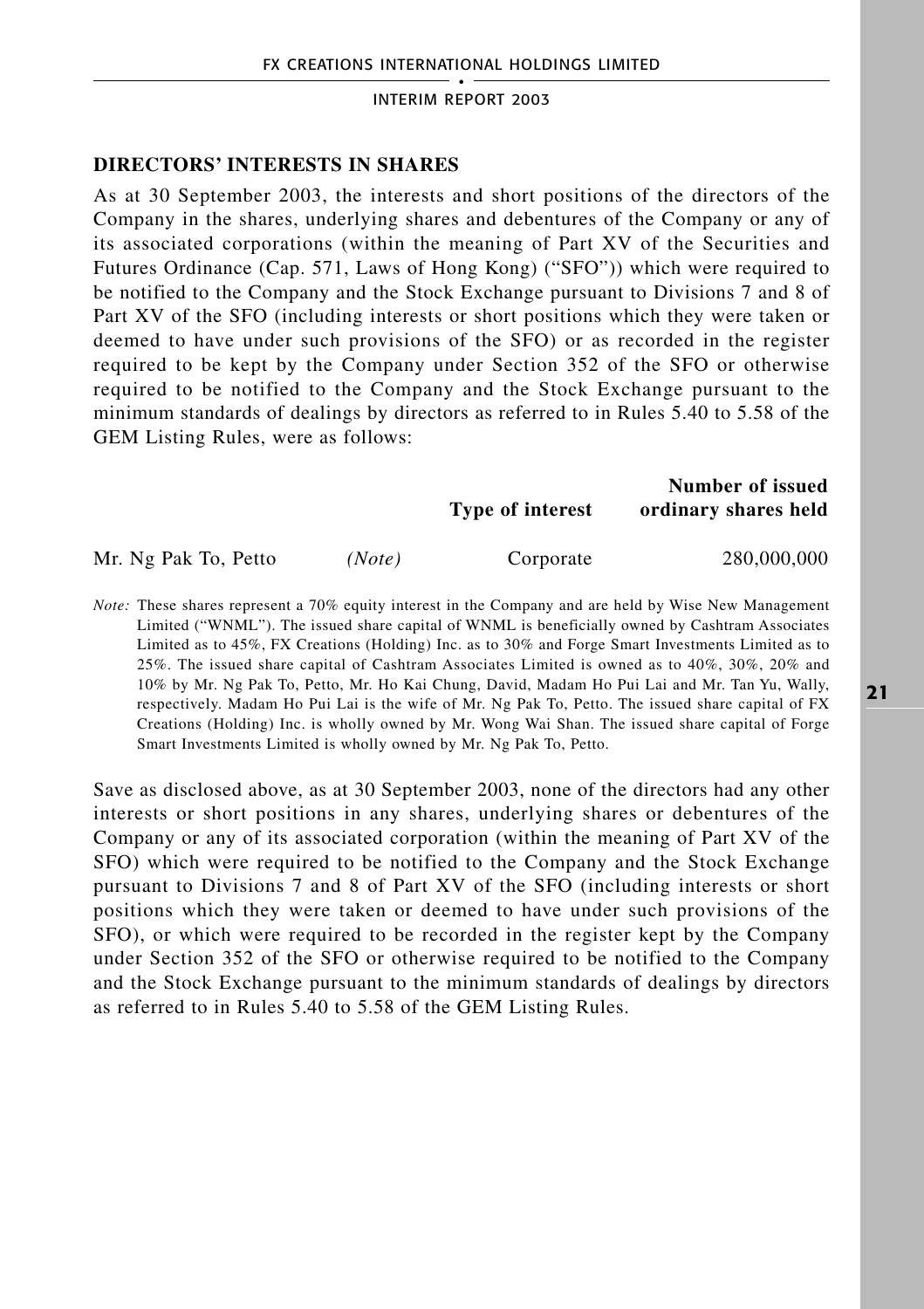## DIRECTORS' INTERESTS IN SHARES

As at 30 September 2003, the interests and short positions of the directors of the Company in the shares, underlying shares and debentures of the Company or any of its associated corporations (within the meaning of Part XV of the Securities and Futures Ordinance (Cap. 571, Laws of Hong Kong) ("SFO")) which were required to be notified to the Company and the Stock Exchange pursuant to Divisions 7 and 8 of Part XV of the SFO (including interests or short positions which they were taken or deemed to have under such provisions of the SFO) or as recorded in the register required to be kept by the Company under Section 352 of the SFO or otherwise required to be notified to the Company and the Stock Exchange pursuant to the minimum standards of dealings by directors as referred to in Rules 5.40 to 5.58 of the GEM Listing Rules, were as follows:

| | | Type of interest | Number of issued ordinary shares held |
|---|---|---|---|
| Mr. Ng Pak To, Petto | *(Note)* | Corporate | 280,000,000 |

*Note:* These shares represent a 70% equity interest in the Company and are held by Wise New Management Limited ("WNML"). The issued share capital of WNML is beneficially owned by Cashtram Associates Limited as to 45%, FX Creations (Holding) Inc. as to 30% and Forge Smart Investments Limited as to 25%. The issued share capital of Cashtram Associates Limited is owned as to 40%, 30%, 20% and 10% by Mr. Ng Pak To, Petto, Mr. Ho Kai Chung, David, Madam Ho Pui Lai and Mr. Tan Yu, Wally, respectively. Madam Ho Pui Lai is the wife of Mr. Ng Pak To, Petto. The issued share capital of FX Creations (Holding) Inc. is wholly owned by Mr. Wong Wai Shan. The issued share capital of Forge Smart Investments Limited is wholly owned by Mr. Ng Pak To, Petto.

Save as disclosed above, as at 30 September 2003, none of the directors had any other interests or short positions in any shares, underlying shares or debentures of the Company or any of its associated corporation (within the meaning of Part XV of the SFO) which were required to be notified to the Company and the Stock Exchange pursuant to Divisions 7 and 8 of Part XV of the SFO (including interests or short positions which they were taken or deemed to have under such provisions of the SFO), or which were required to be recorded in the register kept by the Company under Section 352 of the SFO or otherwise required to be notified to the Company and the Stock Exchange pursuant to the minimum standards of dealings by directors as referred to in Rules 5.40 to 5.58 of the GEM Listing Rules.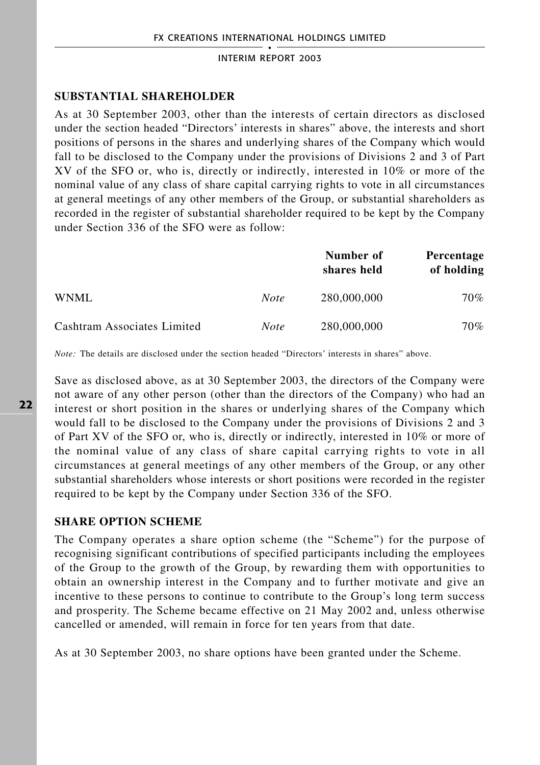## SUBSTANTIAL SHAREHOLDER

As at 30 September 2003, other than the interests of certain directors as disclosed under the section headed "Directors' interests in shares" above, the interests and short positions of persons in the shares and underlying shares of the Company which would fall to be disclosed to the Company under the provisions of Divisions 2 and 3 of Part XV of the SFO or, who is, directly or indirectly, interested in 10% or more of the nominal value of any class of share capital carrying rights to vote in all circumstances at general meetings of any other members of the Group, or substantial shareholders as recorded in the register of substantial shareholder required to be kept by the Company under Section 336 of the SFO were as follow:

| | | Number of shares held | Percentage of holding |
|---|---|---|---|
| WNML | *Note* | 280,000,000 | 70% |
| Cashtram Associates Limited | *Note* | 280,000,000 | 70% |

*Note:* The details are disclosed under the section headed "Directors' interests in shares" above.

Save as disclosed above, as at 30 September 2003, the directors of the Company were not aware of any other person (other than the directors of the Company) who had an interest or short position in the shares or underlying shares of the Company which would fall to be disclosed to the Company under the provisions of Divisions 2 and 3 of Part XV of the SFO or, who is, directly or indirectly, interested in 10% or more of the nominal value of any class of share capital carrying rights to vote in all circumstances at general meetings of any other members of the Group, or any other substantial shareholders whose interests or short positions were recorded in the register required to be kept by the Company under Section 336 of the SFO.

## SHARE OPTION SCHEME

The Company operates a share option scheme (the "Scheme") for the purpose of recognising significant contributions of specified participants including the employees of the Group to the growth of the Group, by rewarding them with opportunities to obtain an ownership interest in the Company and to further motivate and give an incentive to these persons to continue to contribute to the Group's long term success and prosperity. The Scheme became effective on 21 May 2002 and, unless otherwise cancelled or amended, will remain in force for ten years from that date.

As at 30 September 2003, no share options have been granted under the Scheme.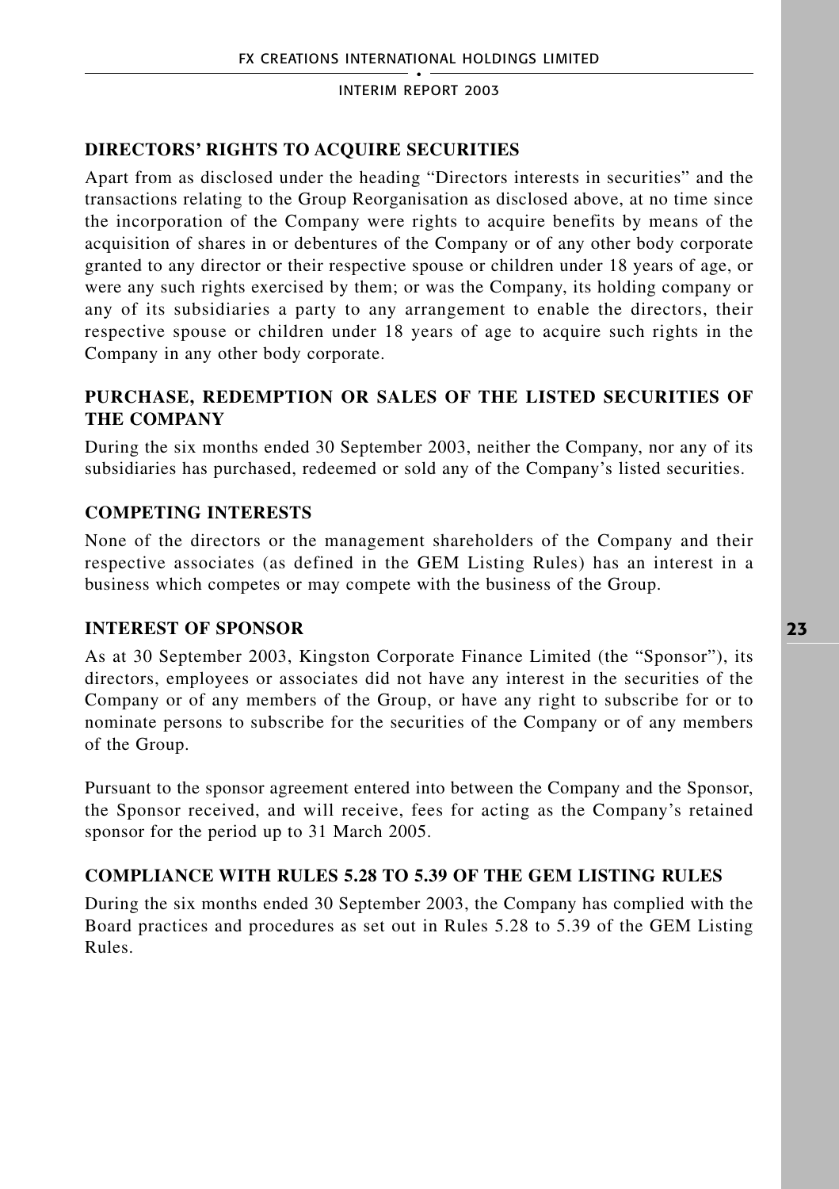## DIRECTORS' RIGHTS TO ACQUIRE SECURITIES

Apart from as disclosed under the heading "Directors interests in securities" and the transactions relating to the Group Reorganisation as disclosed above, at no time since the incorporation of the Company were rights to acquire benefits by means of the acquisition of shares in or debentures of the Company or of any other body corporate granted to any director or their respective spouse or children under 18 years of age, or were any such rights exercised by them; or was the Company, its holding company or any of its subsidiaries a party to any arrangement to enable the directors, their respective spouse or children under 18 years of age to acquire such rights in the Company in any other body corporate.

## PURCHASE, REDEMPTION OR SALES OF THE LISTED SECURITIES OF THE COMPANY

During the six months ended 30 September 2003, neither the Company, nor any of its subsidiaries has purchased, redeemed or sold any of the Company's listed securities.

## COMPETING INTERESTS

None of the directors or the management shareholders of the Company and their respective associates (as defined in the GEM Listing Rules) has an interest in a business which competes or may compete with the business of the Group.

## INTEREST OF SPONSOR

As at 30 September 2003, Kingston Corporate Finance Limited (the "Sponsor"), its directors, employees or associates did not have any interest in the securities of the Company or of any members of the Group, or have any right to subscribe for or to nominate persons to subscribe for the securities of the Company or of any members of the Group.

Pursuant to the sponsor agreement entered into between the Company and the Sponsor, the Sponsor received, and will receive, fees for acting as the Company's retained sponsor for the period up to 31 March 2005.

## COMPLIANCE WITH RULES 5.28 TO 5.39 OF THE GEM LISTING RULES

During the six months ended 30 September 2003, the Company has complied with the Board practices and procedures as set out in Rules 5.28 to 5.39 of the GEM Listing Rules.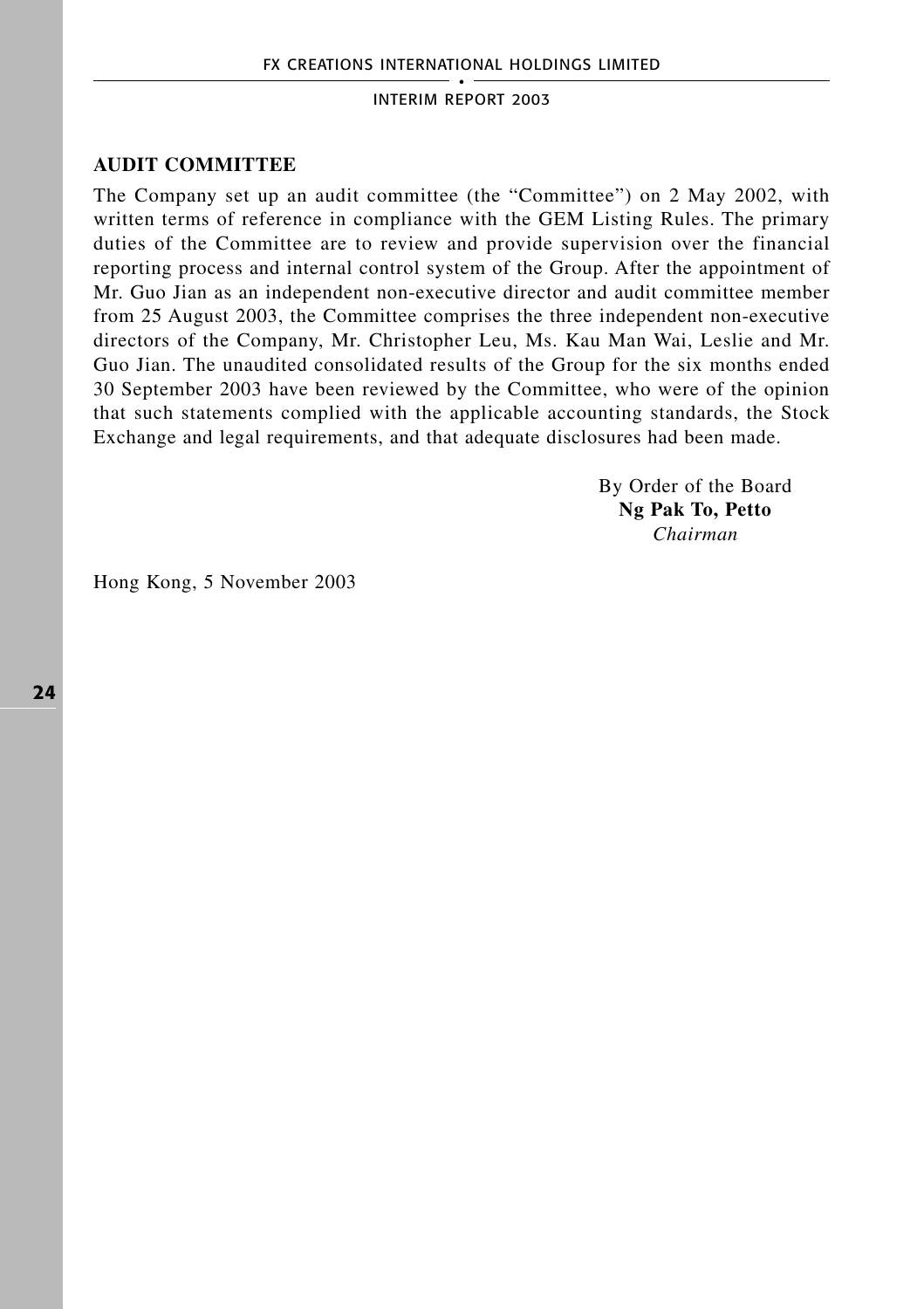## AUDIT COMMITTEE

The Company set up an audit committee (the "Committee") on 2 May 2002, with written terms of reference in compliance with the GEM Listing Rules. The primary duties of the Committee are to review and provide supervision over the financial reporting process and internal control system of the Group. After the appointment of Mr. Guo Jian as an independent non-executive director and audit committee member from 25 August 2003, the Committee comprises the three independent non-executive directors of the Company, Mr. Christopher Leu, Ms. Kau Man Wai, Leslie and Mr. Guo Jian. The unaudited consolidated results of the Group for the six months ended 30 September 2003 have been reviewed by the Committee, who were of the opinion that such statements complied with the applicable accounting standards, the Stock Exchange and legal requirements, and that adequate disclosures had been made.

By Order of the Board
**Ng Pak To, Petto**
*Chairman*

Hong Kong, 5 November 2003